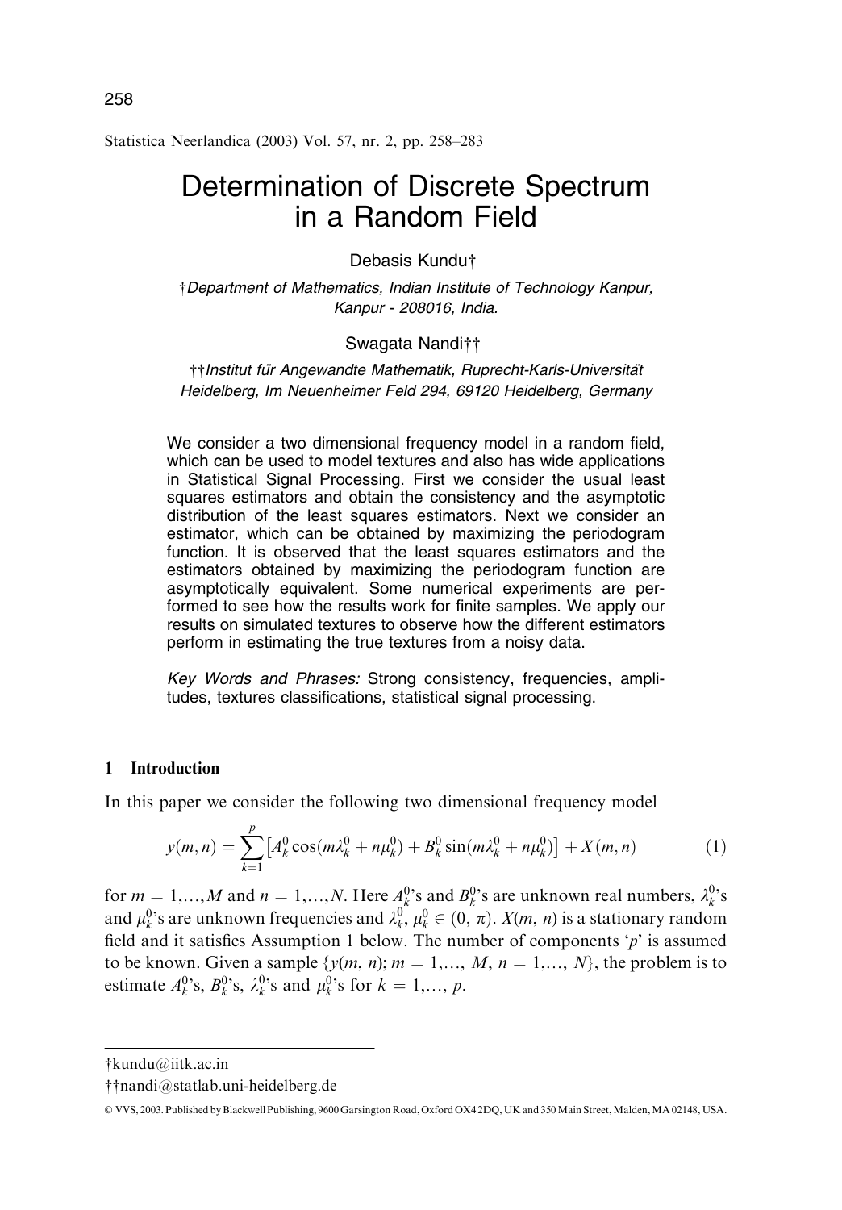# Determination of Discrete Spectrum in a Random Field

Debasis Kundu†

†*Department of Mathematics, Indian Institute of Technology Kanpur, Kanpur - 208016, India.*

Swagata Nandi††

††*Institut für Angewandte Mathematik, Ruprecht-Karls-Universität Heidelberg, Im Neuenheimer Feld 294, 69120 Heidelberg, Germany*

We consider a two dimensional frequency model in a random field, which can be used to model textures and also has wide applications in Statistical Signal Processing. First we consider the usual least squares estimators and obtain the consistency and the asymptotic distribution of the least squares estimators. Next we consider an estimator, which can be obtained by maximizing the periodogram function. It is observed that the least squares estimators and the estimators obtained by maximizing the periodogram function are asymptotically equivalent. Some numerical experiments are performed to see how the results work for finite samples. We apply our results on simulated textures to observe how the different estimators perform in estimating the true textures from a noisy data.

*Key Words and Phrases:* Strong consistency, frequencies, amplitudes, textures classifications, statistical signal processing.

## 1 Introduction

In this paper we consider the following two dimensional frequency model

$$y(m,n) = \sum_{k=1}^{p} \left[ A_k^0 \cos(m\lambda_k^0 + n\mu_k^0) + B_k^0 \sin(m\lambda_k^0 + n\mu_k^0) \right] + X(m,n) \tag{1}$$

for $m = 1,\ldots,M$ and $n = 1,\ldots,N$. Here $A_k^0$'s and $B_k^0$'s are unknown real numbers, $\lambda_k^0$'s and $\mu_k^0$'s are unknown frequencies and $\lambda_k^0, \mu_k^0 \in (0, \pi)$. $X(m, n)$ is a stationary random field and it satisfies Assumption 1 below. The number of components '$p$' is assumed to be known. Given a sample $\{y(m, n); m = 1,\ldots, M, n = 1,\ldots, N\}$, the problem is to estimate $A_k^0$'s, $B_k^0$'s, $\lambda_k^0$'s and $\mu_k^0$'s for $k = 1,\ldots, p$.

---

†kundu@iitk.ac.in

††nandi@statlab.uni-heidelberg.de

© VVS, 2003. Published by Blackwell Publishing, 9600 Garsington Road, Oxford OX4 2DQ, UK and 350 Main Street, Malden, MA 02148, USA.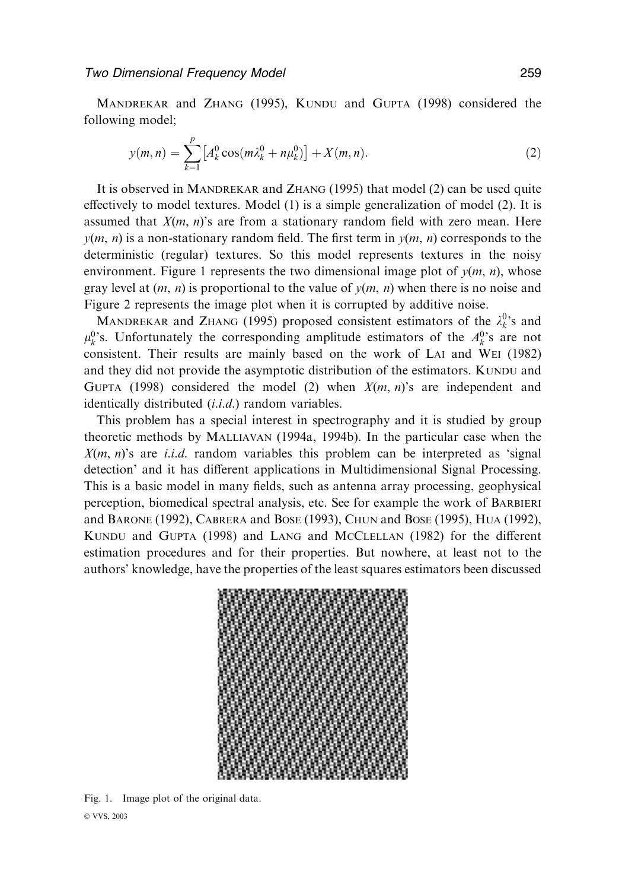MANDREKAR and ZHANG (1995), KUNDU and GUPTA (1998) considered the following model;

$$y(m,n) = \sum_{k=1}^{p} \left[ A_k^0 \cos(m\lambda_k^0 + n\mu_k^0) \right] + X(m,n). \tag{2}$$

It is observed in MANDREKAR and ZHANG (1995) that model (2) can be used quite effectively to model textures. Model (1) is a simple generalization of model (2). It is assumed that $X(m, n)$'s are from a stationary random field with zero mean. Here $y(m, n)$ is a non-stationary random field. The first term in $y(m, n)$ corresponds to the deterministic (regular) textures. So this model represents textures in the noisy environment. Figure 1 represents the two dimensional image plot of $y(m, n)$, whose gray level at $(m, n)$ is proportional to the value of $y(m, n)$ when there is no noise and Figure 2 represents the image plot when it is corrupted by additive noise.

MANDREKAR and ZHANG (1995) proposed consistent estimators of the $\lambda_k^0$'s and $\mu_k^0$'s. Unfortunately the corresponding amplitude estimators of the $A_k^0$'s are not consistent. Their results are mainly based on the work of LAI and WEI (1982) and they did not provide the asymptotic distribution of the estimators. KUNDU and GUPTA (1998) considered the model (2) when $X(m, n)$'s are independent and identically distributed (*i.i.d.*) random variables.

This problem has a special interest in spectrography and it is studied by group theoretic methods by MALLIAVAN (1994a, 1994b). In the particular case when the $X(m, n)$'s are *i.i.d.* random variables this problem can be interpreted as 'signal detection' and it has different applications in Multidimensional Signal Processing. This is a basic model in many fields, such as antenna array processing, geophysical perception, biomedical spectral analysis, etc. See for example the work of BARBIERI and BARONE (1992), CABRERA and BOSE (1993), CHUN and BOSE (1995), HUA (1992), KUNDU and GUPTA (1998) and LANG and MCCLELLAN (1982) for the different estimation procedures and for their properties. But nowhere, at least not to the authors' knowledge, have the properties of the least squares estimators been discussed

Fig. 1. Image plot of the original data.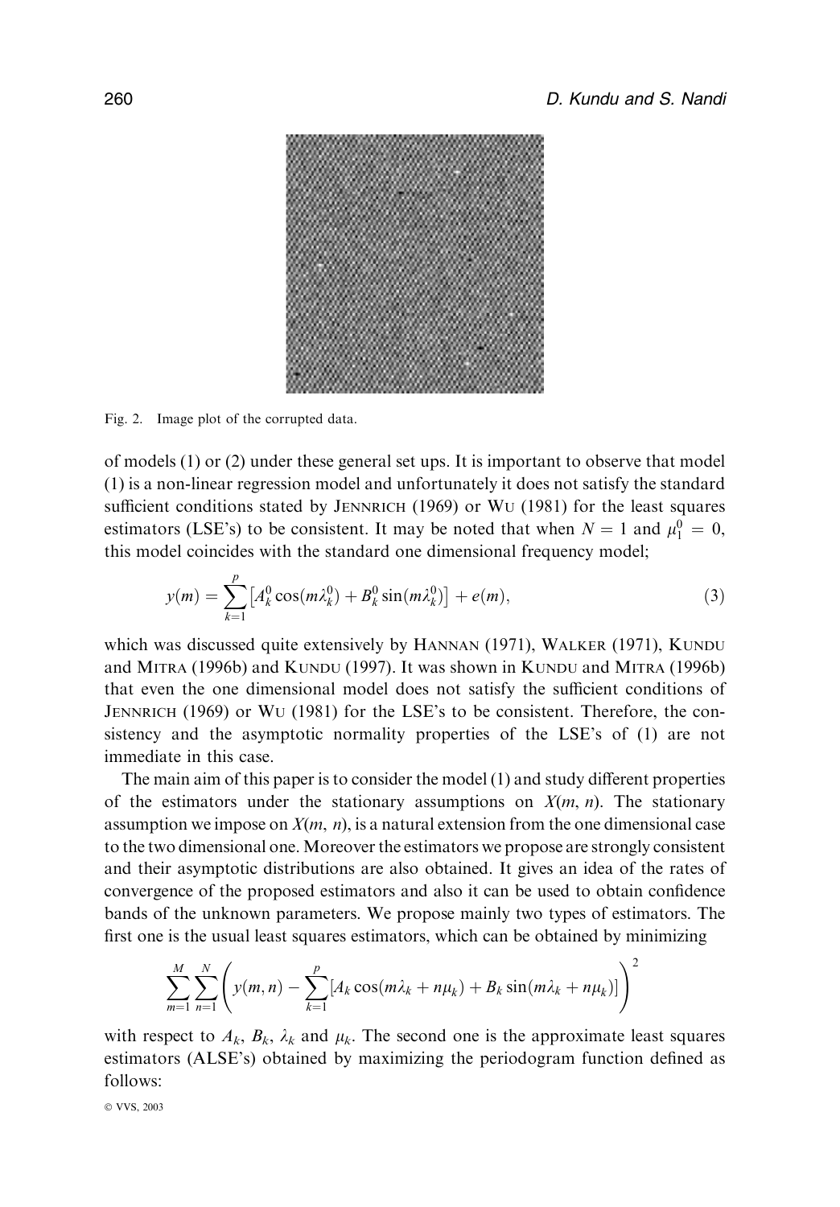Fig. 2. Image plot of the corrupted data.

of models (1) or (2) under these general set ups. It is important to observe that model (1) is a non-linear regression model and unfortunately it does not satisfy the standard sufficient conditions stated by JENNRICH (1969) or WU (1981) for the least squares estimators (LSE's) to be consistent. It may be noted that when $N = 1$ and $\mu_1^0 = 0$, this model coincides with the standard one dimensional frequency model;

$$y(m) = \sum_{k=1}^{p} \left[ A_k^0 \cos(m\lambda_k^0) + B_k^0 \sin(m\lambda_k^0) \right] + e(m), \tag{3}$$

which was discussed quite extensively by HANNAN (1971), WALKER (1971), KUNDU and MITRA (1996b) and KUNDU (1997). It was shown in KUNDU and MITRA (1996b) that even the one dimensional model does not satisfy the sufficient conditions of JENNRICH (1969) or WU (1981) for the LSE's to be consistent. Therefore, the consistency and the asymptotic normality properties of the LSE's of (1) are not immediate in this case.

The main aim of this paper is to consider the model (1) and study different properties of the estimators under the stationary assumptions on $X(m, n)$. The stationary assumption we impose on $X(m, n)$, is a natural extension from the one dimensional case to the two dimensional one. Moreover the estimators we propose are strongly consistent and their asymptotic distributions are also obtained. It gives an idea of the rates of convergence of the proposed estimators and also it can be used to obtain confidence bands of the unknown parameters. We propose mainly two types of estimators. The first one is the usual least squares estimators, which can be obtained by minimizing

$$\sum_{m=1}^{M} \sum_{n=1}^{N} \left( y(m,n) - \sum_{k=1}^{p} [A_k \cos(m\lambda_k + n\mu_k) + B_k \sin(m\lambda_k + n\mu_k)] \right)^2$$

with respect to $A_k$, $B_k$, $\lambda_k$ and $\mu_k$. The second one is the approximate least squares estimators (ALSE's) obtained by maximizing the periodogram function defined as follows: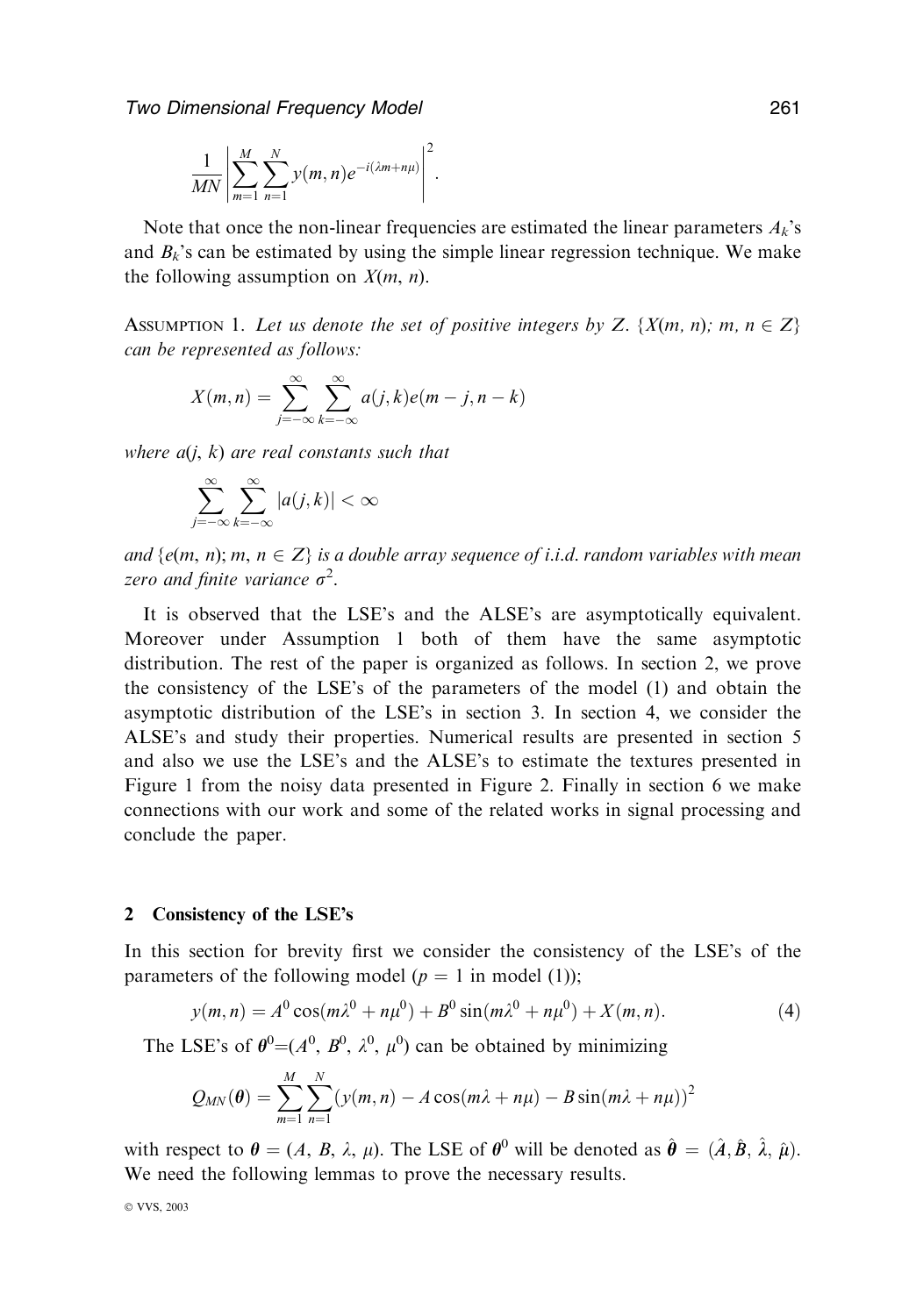$$\frac{1}{MN}\left|\sum_{m=1}^{M}\sum_{n=1}^{N} y(m,n)e^{-i(\lambda m+n\mu)}\right|^2.$$

Note that once the non-linear frequencies are estimated the linear parameters $A_k$'s and $B_k$'s can be estimated by using the simple linear regression technique. We make the following assumption on $X(m, n)$.

ASSUMPTION 1. *Let us denote the set of positive integers by $Z$. $\{X(m, n);\ m, n \in Z\}$ can be represented as follows:*

$$X(m,n) = \sum_{j=-\infty}^{\infty}\sum_{k=-\infty}^{\infty} a(j,k)e(m-j, n-k)$$

*where $a(j, k)$ are real constants such that*

$$\sum_{j=-\infty}^{\infty}\sum_{k=-\infty}^{\infty} |a(j,k)| < \infty$$

*and $\{e(m, n); m, n \in Z\}$ is a double array sequence of i.i.d. random variables with mean zero and finite variance $\sigma^2$.*

It is observed that the LSE's and the ALSE's are asymptotically equivalent. Moreover under Assumption 1 both of them have the same asymptotic distribution. The rest of the paper is organized as follows. In section 2, we prove the consistency of the LSE's of the parameters of the model (1) and obtain the asymptotic distribution of the LSE's in section 3. In section 4, we consider the ALSE's and study their properties. Numerical results are presented in section 5 and also we use the LSE's and the ALSE's to estimate the textures presented in Figure 1 from the noisy data presented in Figure 2. Finally in section 6 we make connections with our work and some of the related works in signal processing and conclude the paper.

## 2 Consistency of the LSE's

In this section for brevity first we consider the consistency of the LSE's of the parameters of the following model ($p = 1$ in model (1));

$$y(m,n) = A^0\cos(m\lambda^0 + n\mu^0) + B^0\sin(m\lambda^0 + n\mu^0) + X(m,n). \tag{4}$$

The LSE's of $\boldsymbol{\theta}^0 = (A^0, B^0, \lambda^0, \mu^0)$ can be obtained by minimizing

$$Q_{MN}(\boldsymbol{\theta}) = \sum_{m=1}^{M}\sum_{n=1}^{N}\left(y(m,n) - A\cos(m\lambda + n\mu) - B\sin(m\lambda + n\mu)\right)^2$$

with respect to $\boldsymbol{\theta} = (A, B, \lambda, \mu)$. The LSE of $\boldsymbol{\theta}^0$ will be denoted as $\hat{\boldsymbol{\theta}} = (\hat{A}, \hat{B}, \hat{\lambda}, \hat{\mu})$. We need the following lemmas to prove the necessary results.

© VVS, 2003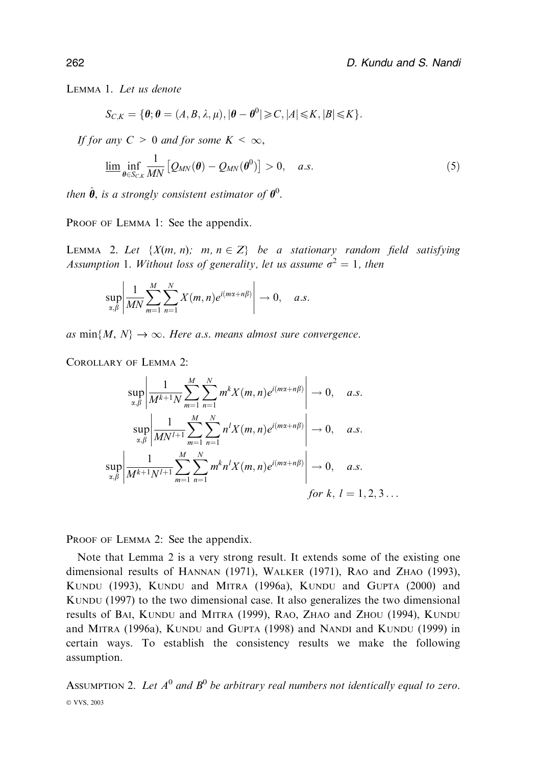LEMMA 1. *Let us denote*

$$S_{C,K} = \{\boldsymbol{\theta}; \boldsymbol{\theta} = (A, B, \lambda, \mu), |\boldsymbol{\theta} - \boldsymbol{\theta}^0| \geqslant C, |A| \leqslant K, |B| \leqslant K\}.$$

*If for any* $C > 0$ *and for some* $K < \infty$,

$$\underline{\lim} \inf_{\boldsymbol{\theta} \in S_{C,K}} \frac{1}{MN} \left[ Q_{MN}(\boldsymbol{\theta}) - Q_{MN}(\boldsymbol{\theta}^0) \right] > 0, \quad a.s. \tag{5}$$

*then* $\hat{\boldsymbol{\theta}}$, *is a strongly consistent estimator of* $\boldsymbol{\theta}^0$.

PROOF OF LEMMA 1: See the appendix.

LEMMA 2. *Let* $\{X(m, n);\ m, n \in Z\}$ *be a stationary random field satisfying Assumption* 1. *Without loss of generality, let us assume* $\sigma^2 = 1$, *then*

$$\sup_{\alpha,\beta} \left| \frac{1}{MN} \sum_{m=1}^{M} \sum_{n=1}^{N} X(m,n) e^{i(m\alpha + n\beta)} \right| \to 0, \quad a.s.$$

*as* $\min\{M, N\} \to \infty$. *Here a.s. means almost sure convergence.*

COROLLARY OF LEMMA 2:

$$\sup_{\alpha,\beta} \left| \frac{1}{M^{k+1}N} \sum_{m=1}^{M} \sum_{n=1}^{N} m^k X(m,n) e^{i(m\alpha + n\beta)} \right| \to 0, \quad a.s.$$

$$\sup_{\alpha,\beta} \left| \frac{1}{MN^{l+1}} \sum_{m=1}^{M} \sum_{n=1}^{N} n^l X(m,n) e^{i(m\alpha + n\beta)} \right| \to 0, \quad a.s.$$

$$\sup_{\alpha,\beta} \left| \frac{1}{M^{k+1}N^{l+1}} \sum_{m=1}^{M} \sum_{n=1}^{N} m^k n^l X(m,n) e^{i(m\alpha + n\beta)} \right| \to 0, \quad a.s.$$

*for* $k,\ l = 1, 2, 3 \ldots$

PROOF OF LEMMA 2: See the appendix.

Note that Lemma 2 is a very strong result. It extends some of the existing one dimensional results of HANNAN (1971), WALKER (1971), RAO and ZHAO (1993), KUNDU (1993), KUNDU and MITRA (1996a), KUNDU and GUPTA (2000) and KUNDU (1997) to the two dimensional case. It also generalizes the two dimensional results of BAI, KUNDU and MITRA (1999), RAO, ZHAO and ZHOU (1994), KUNDU and MITRA (1996a), KUNDU and GUPTA (1998) and NANDI and KUNDU (1999) in certain ways. To establish the consistency results we make the following assumption.

ASSUMPTION 2. *Let* $A^0$ *and* $B^0$ *be arbitrary real numbers not identically equal to zero.*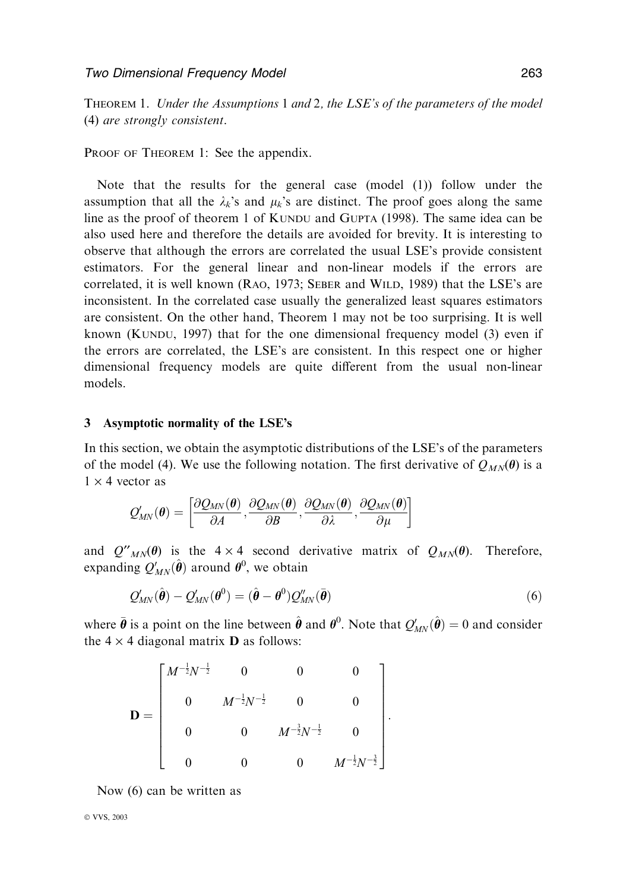THEOREM 1. *Under the Assumptions* 1 *and* 2, *the LSE's of the parameters of the model* (4) *are strongly consistent*.

PROOF OF THEOREM 1: See the appendix.

Note that the results for the general case (model (1)) follow under the assumption that all the $\lambda_k$'s and $\mu_k$'s are distinct. The proof goes along the same line as the proof of theorem 1 of KUNDU and GUPTA (1998). The same idea can be also used here and therefore the details are avoided for brevity. It is interesting to observe that although the errors are correlated the usual LSE's provide consistent estimators. For the general linear and non-linear models if the errors are correlated, it is well known (RAO, 1973; SEBER and WILD, 1989) that the LSE's are inconsistent. In the correlated case usually the generalized least squares estimators are consistent. On the other hand, Theorem 1 may not be too surprising. It is well known (KUNDU, 1997) that for the one dimensional frequency model (3) even if the errors are correlated, the LSE's are consistent. In this respect one or higher dimensional frequency models are quite different from the usual non-linear models.

## 3 Asymptotic normality of the LSE's

In this section, we obtain the asymptotic distributions of the LSE's of the parameters of the model (4). We use the following notation. The first derivative of $Q_{MN}(\boldsymbol{\theta})$ is a $1 \times 4$ vector as

$$Q'_{MN}(\boldsymbol{\theta}) = \left[\frac{\partial Q_{MN}(\boldsymbol{\theta})}{\partial A}, \frac{\partial Q_{MN}(\boldsymbol{\theta})}{\partial B}, \frac{\partial Q_{MN}(\boldsymbol{\theta})}{\partial \lambda}, \frac{\partial Q_{MN}(\boldsymbol{\theta})}{\partial \mu}\right]$$

and $Q''_{MN}(\boldsymbol{\theta})$ is the $4 \times 4$ second derivative matrix of $Q_{MN}(\boldsymbol{\theta})$. Therefore, expanding $Q'_{MN}(\hat{\boldsymbol{\theta}})$ around $\boldsymbol{\theta}^0$, we obtain

$$Q'_{MN}(\hat{\boldsymbol{\theta}}) - Q'_{MN}(\boldsymbol{\theta}^0) = (\hat{\boldsymbol{\theta}} - \boldsymbol{\theta}^0) Q''_{MN}(\bar{\boldsymbol{\theta}}) \tag{6}$$

where $\bar{\boldsymbol{\theta}}$ is a point on the line between $\hat{\boldsymbol{\theta}}$ and $\boldsymbol{\theta}^0$. Note that $Q'_{MN}(\hat{\boldsymbol{\theta}}) = 0$ and consider the $4 \times 4$ diagonal matrix $\mathbf{D}$ as follows:

$$\mathbf{D} = \begin{bmatrix} M^{-\frac{1}{2}}N^{-\frac{1}{2}} & 0 & 0 & 0 \\ 0 & M^{-\frac{1}{2}}N^{-\frac{1}{2}} & 0 & 0 \\ 0 & 0 & M^{-\frac{3}{2}}N^{-\frac{1}{2}} & 0 \\ 0 & 0 & 0 & M^{-\frac{1}{2}}N^{-\frac{3}{2}} \end{bmatrix}.$$

Now (6) can be written as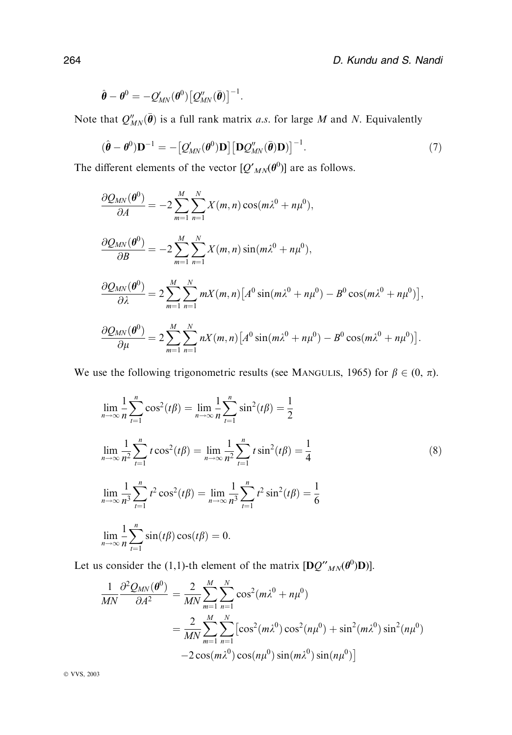$$\hat{\boldsymbol{\theta}} - \boldsymbol{\theta}^0 = -Q'_{MN}(\boldsymbol{\theta}^0)\left[Q''_{MN}(\bar{\boldsymbol{\theta}})\right]^{-1}.$$

Note that $Q''_{MN}(\bar{\boldsymbol{\theta}})$ is a full rank matrix *a.s.* for large $M$ and $N$. Equivalently

$$(\hat{\boldsymbol{\theta}} - \boldsymbol{\theta}^0)\mathbf{D}^{-1} = -\left[Q'_{MN}(\boldsymbol{\theta}^0)\mathbf{D}\right]\left[\mathbf{D}Q''_{MN}(\bar{\boldsymbol{\theta}})\mathbf{D})\right]^{-1}. \tag{7}$$

The different elements of the vector $[Q'_{MN}(\boldsymbol{\theta}^0)]$ are as follows.

$$\frac{\partial Q_{MN}(\boldsymbol{\theta}^0)}{\partial A} = -2\sum_{m=1}^{M}\sum_{n=1}^{N} X(m,n)\cos(m\lambda^0 + n\mu^0),$$

$$\frac{\partial Q_{MN}(\boldsymbol{\theta}^0)}{\partial B} = -2\sum_{m=1}^{M}\sum_{n=1}^{N} X(m,n)\sin(m\lambda^0 + n\mu^0),$$

$$\frac{\partial Q_{MN}(\boldsymbol{\theta}^0)}{\partial \lambda} = 2\sum_{m=1}^{M}\sum_{n=1}^{N} mX(m,n)\left[A^0\sin(m\lambda^0 + n\mu^0) - B^0\cos(m\lambda^0 + n\mu^0)\right],$$

$$\frac{\partial Q_{MN}(\boldsymbol{\theta}^0)}{\partial \mu} = 2\sum_{m=1}^{M}\sum_{n=1}^{N} nX(m,n)\left[A^0\sin(m\lambda^0 + n\mu^0) - B^0\cos(m\lambda^0 + n\mu^0)\right].$$

We use the following trigonometric results (see MANGULIS, 1965) for $\beta \in (0, \pi)$.

$$\begin{aligned}
&\lim_{n\to\infty}\frac{1}{n}\sum_{t=1}^{n}\cos^2(t\beta) = \lim_{n\to\infty}\frac{1}{n}\sum_{t=1}^{n}\sin^2(t\beta) = \frac{1}{2} \\
&\lim_{n\to\infty}\frac{1}{n^2}\sum_{t=1}^{n}t\cos^2(t\beta) = \lim_{n\to\infty}\frac{1}{n^2}\sum_{t=1}^{n}t\sin^2(t\beta) = \frac{1}{4} \\
&\lim_{n\to\infty}\frac{1}{n^3}\sum_{t=1}^{n}t^2\cos^2(t\beta) = \lim_{n\to\infty}\frac{1}{n^3}\sum_{t=1}^{n}t^2\sin^2(t\beta) = \frac{1}{6} \\
&\lim_{n\to\infty}\frac{1}{n}\sum_{t=1}^{n}\sin(t\beta)\cos(t\beta) = 0.
\end{aligned} \tag{8}$$

Let us consider the (1,1)-th element of the matrix $[\mathbf{D}Q''_{MN}(\boldsymbol{\theta}^0)\mathbf{D})]$.

$$\begin{aligned}
\frac{1}{MN}\frac{\partial^2 Q_{MN}(\boldsymbol{\theta}^0)}{\partial A^2} &= \frac{2}{MN}\sum_{m=1}^{M}\sum_{n=1}^{N}\cos^2(m\lambda^0 + n\mu^0) \\
&= \frac{2}{MN}\sum_{m=1}^{M}\sum_{n=1}^{N}\left[\cos^2(m\lambda^0)\cos^2(n\mu^0) + \sin^2(m\lambda^0)\sin^2(n\mu^0)\right. \\
&\quad \left. - 2\cos(m\lambda^0)\cos(n\mu^0)\sin(m\lambda^0)\sin(n\mu^0)\right]
\end{aligned}$$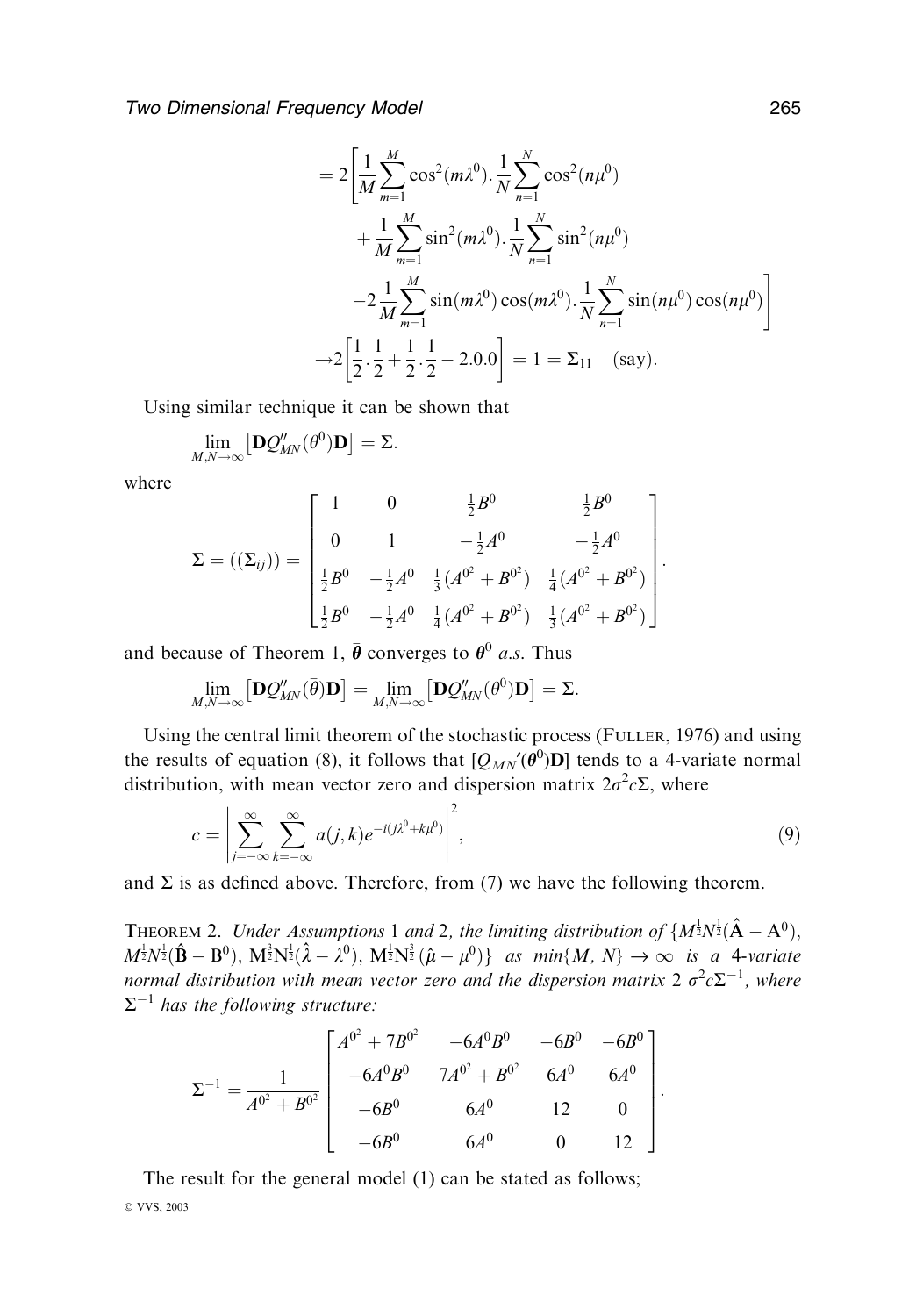$$= 2\left[\frac{1}{M}\sum_{m=1}^{M}\cos^2(m\lambda^0).\frac{1}{N}\sum_{n=1}^{N}\cos^2(n\mu^0) + \frac{1}{M}\sum_{m=1}^{M}\sin^2(m\lambda^0).\frac{1}{N}\sum_{n=1}^{N}\sin^2(n\mu^0) - 2\frac{1}{M}\sum_{m=1}^{M}\sin(m\lambda^0)\cos(m\lambda^0).\frac{1}{N}\sum_{n=1}^{N}\sin(n\mu^0)\cos(n\mu^0)\right]$$

$$\rightarrow 2\left[\frac{1}{2}.\frac{1}{2}+\frac{1}{2}.\frac{1}{2}-2.0.0\right] = 1 = \Sigma_{11} \quad \text{(say)}.$$

Using similar technique it can be shown that

$$\lim_{M,N\to\infty}\left[\mathbf{D}Q''_{MN}(\theta^0)\mathbf{D}\right] = \Sigma.$$

where

$$\Sigma = ((\Sigma_{ij})) = \begin{bmatrix} 1 & 0 & \frac{1}{2}B^0 & \frac{1}{2}B^0 \\ 0 & 1 & -\frac{1}{2}A^0 & -\frac{1}{2}A^0 \\ \frac{1}{2}B^0 & -\frac{1}{2}A^0 & \frac{1}{3}(A^{0^2}+B^{0^2}) & \frac{1}{4}(A^{0^2}+B^{0^2}) \\ \frac{1}{2}B^0 & -\frac{1}{2}A^0 & \frac{1}{4}(A^{0^2}+B^{0^2}) & \frac{1}{3}(A^{0^2}+B^{0^2}) \end{bmatrix}.$$

and because of Theorem 1, $\bar{\boldsymbol{\theta}}$ converges to $\boldsymbol{\theta}^0$ *a.s.* Thus

$$\lim_{M,N\to\infty}\left[\mathbf{D}Q''_{MN}(\bar{\theta})\mathbf{D}\right] = \lim_{M,N\to\infty}\left[\mathbf{D}Q''_{MN}(\theta^0)\mathbf{D}\right] = \Sigma.$$

Using the central limit theorem of the stochastic process (FULLER, 1976) and using the results of equation (8), it follows that $[Q_{MN}'(\boldsymbol{\theta}^0)\mathbf{D}]$ tends to a 4-variate normal distribution, with mean vector zero and dispersion matrix $2\sigma^2 c\Sigma$, where

$$c = \left|\sum_{j=-\infty}^{\infty}\sum_{k=-\infty}^{\infty} a(j,k)e^{-i(j\lambda^0+k\mu^0)}\right|^2, \tag{9}$$

and $\Sigma$ is as defined above. Therefore, from (7) we have the following theorem.

THEOREM 2. *Under Assumptions* 1 *and* 2, *the limiting distribution of* $\{M^{\frac{1}{2}}N^{\frac{1}{2}}(\hat{\mathbf{A}}-\mathrm{A}^0)$, $M^{\frac{1}{2}}N^{\frac{1}{2}}(\hat{\mathbf{B}}-\mathrm{B}^0)$, $\mathrm{M}^{\frac{3}{2}}\mathrm{N}^{\frac{1}{2}}(\hat{\lambda}-\lambda^0)$, $\mathrm{M}^{\frac{1}{2}}\mathrm{N}^{\frac{3}{2}}(\hat{\mu}-\mu^0)\}$ *as* $\min\{M, N\}\to\infty$ *is a* 4*-variate normal distribution with mean vector zero and the dispersion matrix* $2\sigma^2 c\Sigma^{-1}$, *where* $\Sigma^{-1}$ *has the following structure:*

$$\Sigma^{-1} = \frac{1}{A^{0^2}+B^{0^2}}\begin{bmatrix} A^{0^2}+7B^{0^2} & -6A^0B^0 & -6B^0 & -6B^0 \\ -6A^0B^0 & 7A^{0^2}+B^{0^2} & 6A^0 & 6A^0 \\ -6B^0 & 6A^0 & 12 & 0 \\ -6B^0 & 6A^0 & 0 & 12 \end{bmatrix}.$$

The result for the general model (1) can be stated as follows;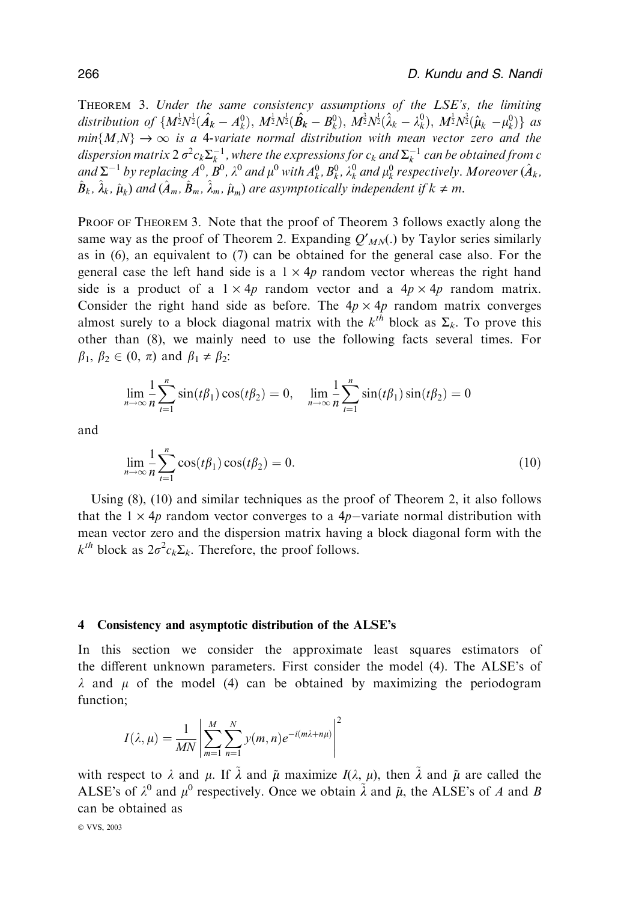THEOREM 3. *Under the same consistency assumptions of the LSE's, the limiting distribution of* $\{M^{\frac{1}{2}}N^{\frac{1}{2}}(\hat{A}_k - A_k^0),\ M^{\frac{1}{2}}N^{\frac{1}{2}}(\hat{B}_k - B_k^0),\ M^{\frac{3}{2}}N^{\frac{1}{2}}(\hat{\lambda}_k - \lambda_k^0),\ M^{\frac{1}{2}}N^{\frac{3}{2}}(\hat{\mu}_k - \mu_k^0)\}$ *as* $\min\{M,N\} \to \infty$ *is a 4-variate normal distribution with mean vector zero and the dispersion matrix* $2\,\sigma^2 c_k \Sigma_k^{-1}$*, where the expressions for* $c_k$ *and* $\Sigma_k^{-1}$ *can be obtained from* $c$ *and* $\Sigma^{-1}$ *by replacing* $A^0$*,* $B^0$*,* $\lambda^0$ *and* $\mu^0$ *with* $A_k^0$*,* $B_k^0$*,* $\lambda_k^0$ *and* $\mu_k^0$ *respectively. Moreover* $(\hat{A}_k, \hat{B}_k, \hat{\lambda}_k, \hat{\mu}_k)$ *and* $(\hat{A}_m, \hat{B}_m, \hat{\lambda}_m, \hat{\mu}_m)$ *are asymptotically independent if* $k \neq m$.

PROOF OF THEOREM 3. Note that the proof of Theorem 3 follows exactly along the same way as the proof of Theorem 2. Expanding $Q'_{MN}(.)$ by Taylor series similarly as in (6), an equivalent to (7) can be obtained for the general case also. For the general case the left hand side is a $1 \times 4p$ random vector whereas the right hand side is a product of a $1 \times 4p$ random vector and a $4p \times 4p$ random matrix. Consider the right hand side as before. The $4p \times 4p$ random matrix converges almost surely to a block diagonal matrix with the $k^{th}$ block as $\Sigma_k$. To prove this other than (8), we mainly need to use the following facts several times. For $\beta_1, \beta_2 \in (0, \pi)$ and $\beta_1 \neq \beta_2$:

$$\lim_{n\to\infty} \frac{1}{n}\sum_{t=1}^{n} \sin(t\beta_1)\cos(t\beta_2) = 0, \quad \lim_{n\to\infty} \frac{1}{n}\sum_{t=1}^{n} \sin(t\beta_1)\sin(t\beta_2) = 0$$

and

$$\lim_{n\to\infty} \frac{1}{n}\sum_{t=1}^{n} \cos(t\beta_1)\cos(t\beta_2) = 0. \tag{10}$$

Using (8), (10) and similar techniques as the proof of Theorem 2, it also follows that the $1 \times 4p$ random vector converges to a $4p-$variate normal distribution with mean vector zero and the dispersion matrix having a block diagonal form with the $k^{th}$ block as $2\sigma^2 c_k \Sigma_k$. Therefore, the proof follows.

## 4 Consistency and asymptotic distribution of the ALSE's

In this section we consider the approximate least squares estimators of the different unknown parameters. First consider the model (4). The ALSE's of $\lambda$ and $\mu$ of the model (4) can be obtained by maximizing the periodogram function;

$$I(\lambda, \mu) = \frac{1}{MN}\left|\sum_{m=1}^{M}\sum_{n=1}^{N} y(m,n)e^{-i(m\lambda + n\mu)}\right|^2$$

with respect to $\lambda$ and $\mu$. If $\tilde{\lambda}$ and $\tilde{\mu}$ maximize $I(\lambda, \mu)$, then $\tilde{\lambda}$ and $\tilde{\mu}$ are called the ALSE's of $\lambda^0$ and $\mu^0$ respectively. Once we obtain $\tilde{\lambda}$ and $\tilde{\mu}$, the ALSE's of $A$ and $B$ can be obtained as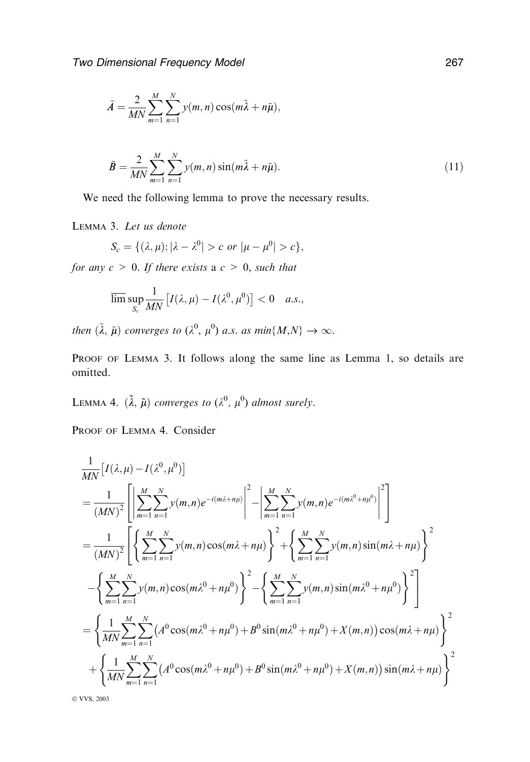$$\tilde{A} = \frac{2}{MN} \sum_{m=1}^{M} \sum_{n=1}^{N} y(m,n) \cos(m\tilde{\lambda} + n\tilde{\mu}),$$

$$\tilde{B} = \frac{2}{MN} \sum_{m=1}^{M} \sum_{n=1}^{N} y(m,n) \sin(m\tilde{\lambda} + n\tilde{\mu}). \tag{11}$$

We need the following lemma to prove the necessary results.

LEMMA 3. *Let us denote*

$$S_c = \{(\lambda, \mu); |\lambda - \lambda^0| > c \text{ or } |\mu - \mu^0| > c\},$$

*for any* $c > 0$. *If there exists* a $c > 0$, *such that*

$$\overline{\lim} \sup_{S_c} \frac{1}{MN} \left[ I(\lambda, \mu) - I(\lambda^0, \mu^0) \right] < 0 \quad a.s.,$$

*then* $(\tilde{\lambda}, \tilde{\mu})$ *converges to* $(\lambda^0, \mu^0)$ *a.s. as* $min\{M,N\} \to \infty$.

PROOF OF LEMMA 3. It follows along the same line as Lemma 1, so details are omitted.

LEMMA 4. $(\tilde{\lambda}, \tilde{\mu})$ *converges to* $(\lambda^0, \mu^0)$ *almost surely*.

PROOF OF LEMMA 4. Consider

$$\begin{aligned}
&\frac{1}{MN}\left[I(\lambda,\mu) - I(\lambda^0,\mu^0)\right] \\
&= \frac{1}{(MN)^2}\left[\left|\sum_{m=1}^{M}\sum_{n=1}^{N} y(m,n) e^{-i(m\lambda+n\mu)}\right|^2 - \left|\sum_{m=1}^{M}\sum_{n=1}^{N} y(m,n) e^{-i(m\lambda^0+n\mu^0)}\right|^2\right] \\
&= \frac{1}{(MN)^2}\left[\left\{\sum_{m=1}^{M}\sum_{n=1}^{N} y(m,n)\cos(m\lambda+n\mu)\right\}^2 + \left\{\sum_{m=1}^{M}\sum_{n=1}^{N} y(m,n)\sin(m\lambda+n\mu)\right\}^2\right. \\
&\quad \left. - \left\{\sum_{m=1}^{M}\sum_{n=1}^{N} y(m,n)\cos(m\lambda^0+n\mu^0)\right\}^2 - \left\{\sum_{m=1}^{M}\sum_{n=1}^{N} y(m,n)\sin(m\lambda^0+n\mu^0)\right\}^2\right] \\
&= \left\{\frac{1}{MN}\sum_{m=1}^{M}\sum_{n=1}^{N}\left(A^0\cos(m\lambda^0+n\mu^0) + B^0\sin(m\lambda^0+n\mu^0) + X(m,n)\right)\cos(m\lambda+n\mu)\right\}^2 \\
&\quad + \left\{\frac{1}{MN}\sum_{m=1}^{M}\sum_{n=1}^{N}\left(A^0\cos(m\lambda^0+n\mu^0) + B^0\sin(m\lambda^0+n\mu^0) + X(m,n)\right)\sin(m\lambda+n\mu)\right\}^2
\end{aligned}$$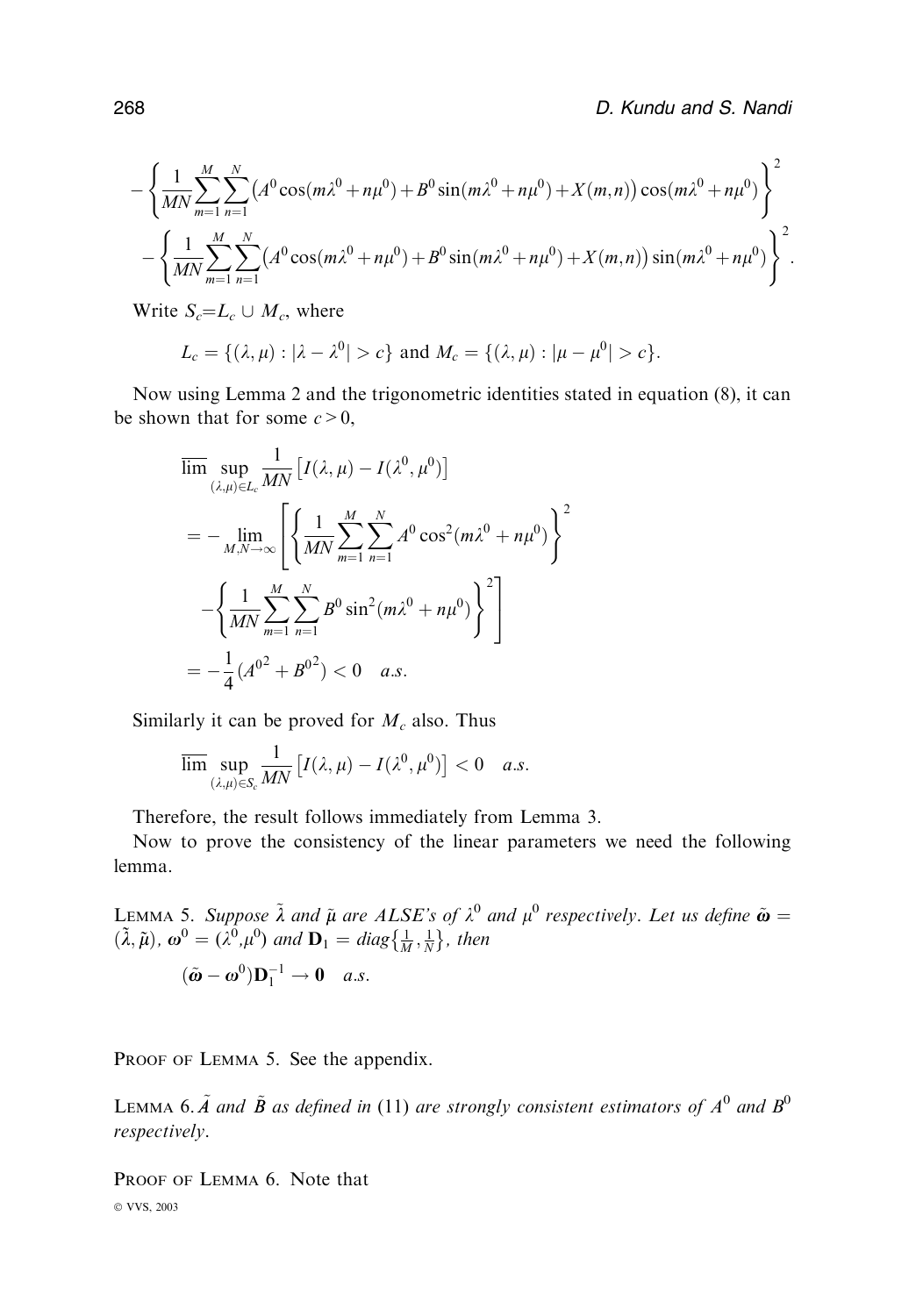$$
-\left\{\frac{1}{MN}\sum_{m=1}^{M}\sum_{n=1}^{N}\left(A^0\cos(m\lambda^0+n\mu^0)+B^0\sin(m\lambda^0+n\mu^0)+X(m,n)\right)\cos(m\lambda^0+n\mu^0)\right\}^2
$$

$$
-\left\{\frac{1}{MN}\sum_{m=1}^{M}\sum_{n=1}^{N}\left(A^0\cos(m\lambda^0+n\mu^0)+B^0\sin(m\lambda^0+n\mu^0)+X(m,n)\right)\sin(m\lambda^0+n\mu^0)\right\}^2.
$$

Write $S_c = L_c \cup M_c$, where

$$
L_c = \{(\lambda,\mu) : |\lambda - \lambda^0| > c\} \text{ and } M_c = \{(\lambda,\mu) : |\mu - \mu^0| > c\}.
$$

Now using Lemma 2 and the trigonometric identities stated in equation (8), it can be shown that for some $c > 0$,

$$
\begin{aligned}
&\overline{\lim} \sup_{(\lambda,\mu)\in L_c} \frac{1}{MN}\left[I(\lambda,\mu) - I(\lambda^0,\mu^0)\right] \\
&= -\lim_{M,N\to\infty}\left[\left\{\frac{1}{MN}\sum_{m=1}^{M}\sum_{n=1}^{N}A^0\cos^2(m\lambda^0+n\mu^0)\right\}^2\right. \\
&\quad \left. -\left\{\frac{1}{MN}\sum_{m=1}^{M}\sum_{n=1}^{N}B^0\sin^2(m\lambda^0+n\mu^0)\right\}^2\right] \\
&= -\frac{1}{4}({A^0}^2 + {B^0}^2) < 0 \quad a.s.
\end{aligned}
$$

Similarly it can be proved for $M_c$ also. Thus

$$
\overline{\lim} \sup_{(\lambda,\mu)\in S_c} \frac{1}{MN}\left[I(\lambda,\mu) - I(\lambda^0,\mu^0)\right] < 0 \quad a.s.
$$

Therefore, the result follows immediately from Lemma 3.

Now to prove the consistency of the linear parameters we need the following lemma.

LEMMA 5. *Suppose $\tilde{\lambda}$ and $\tilde{\mu}$ are ALSE's of $\lambda^0$ and $\mu^0$ respectively. Let us define $\tilde{\boldsymbol{\omega}} = (\tilde{\lambda},\tilde{\mu})$, $\boldsymbol{\omega}^0 = (\lambda^0,\mu^0)$ and $\mathbf{D}_1 = diag\{\frac{1}{M},\frac{1}{N}\}$, then*

$$
(\tilde{\boldsymbol{\omega}} - \boldsymbol{\omega}^0)\mathbf{D}_1^{-1} \to \mathbf{0} \quad a.s.
$$

PROOF OF LEMMA 5. See the appendix.

LEMMA 6. *$\tilde{A}$ and $\tilde{B}$ as defined in* (11) *are strongly consistent estimators of $A^0$ and $B^0$ respectively.*

PROOF OF LEMMA 6. Note that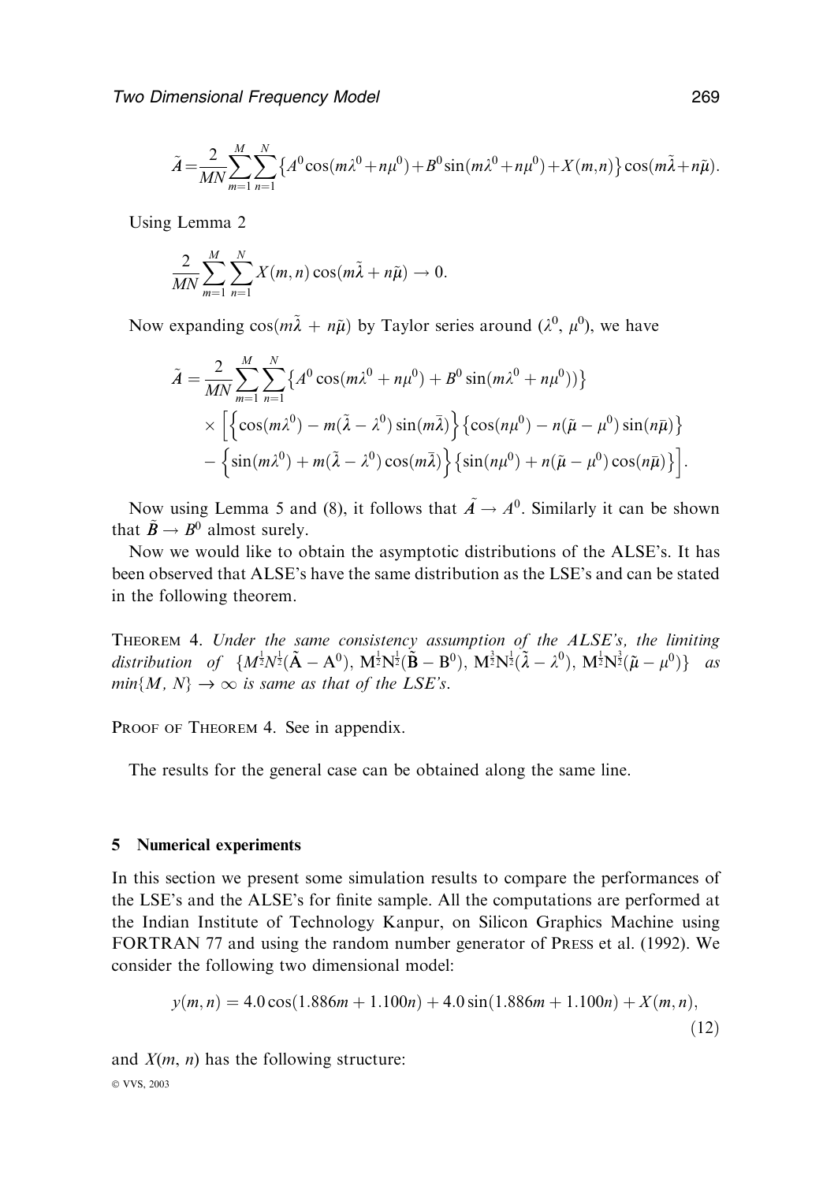$$\tilde{A}=\frac{2}{MN}\sum_{m=1}^{M}\sum_{n=1}^{N}\left\{A^0\cos(m\lambda^0+n\mu^0)+B^0\sin(m\lambda^0+n\mu^0)+X(m,n)\right\}\cos(m\tilde{\lambda}+n\tilde{\mu}).$$

Using Lemma 2

$$\frac{2}{MN}\sum_{m=1}^{M}\sum_{n=1}^{N}X(m,n)\cos(m\tilde{\lambda}+n\tilde{\mu})\rightarrow 0.$$

Now expanding $\cos(m\tilde{\lambda}+n\tilde{\mu})$ by Taylor series around $(\lambda^0, \mu^0)$, we have

$$\begin{aligned}\tilde{A}&=\frac{2}{MN}\sum_{m=1}^{M}\sum_{n=1}^{N}\left\{A^0\cos(m\lambda^0+n\mu^0)+B^0\sin(m\lambda^0+n\mu^0))\right\}\\&\times\Big[\Big\{\cos(m\lambda^0)-m(\tilde{\lambda}-\lambda^0)\sin(m\bar{\lambda})\Big\}\left\{\cos(n\mu^0)-n(\tilde{\mu}-\mu^0)\sin(n\bar{\mu})\right\}\\&-\Big\{\sin(m\lambda^0)+m(\tilde{\lambda}-\lambda^0)\cos(m\bar{\lambda})\Big\}\left\{\sin(n\mu^0)+n(\tilde{\mu}-\mu^0)\cos(n\bar{\mu})\right\}\Big].\end{aligned}$$

Now using Lemma 5 and (8), it follows that $\tilde{A}\rightarrow A^0$. Similarly it can be shown that $\tilde{B}\rightarrow B^0$ almost surely.

Now we would like to obtain the asymptotic distributions of the ALSE's. It has been observed that ALSE's have the same distribution as the LSE's and can be stated in the following theorem.

THEOREM 4. *Under the same consistency assumption of the ALSE's, the limiting distribution of* $\{M^{\frac{1}{2}}N^{\frac{1}{2}}(\tilde{A}-A^0), M^{\frac{1}{2}}N^{\frac{1}{2}}(\tilde{B}-B^0), M^{\frac{3}{2}}N^{\frac{1}{2}}(\tilde{\lambda}-\lambda^0), M^{\frac{1}{2}}N^{\frac{3}{2}}(\tilde{\mu}-\mu^0)\}$ *as* $\min\{M, N\}\rightarrow\infty$ *is same as that of the LSE's.*

PROOF OF THEOREM 4. See in appendix.

The results for the general case can be obtained along the same line.

## 5 Numerical experiments

In this section we present some simulation results to compare the performances of the LSE's and the ALSE's for finite sample. All the computations are performed at the Indian Institute of Technology Kanpur, on Silicon Graphics Machine using FORTRAN 77 and using the random number generator of PRESS et al. (1992). We consider the following two dimensional model:

$$y(m,n)=4.0\cos(1.886m+1.100n)+4.0\sin(1.886m+1.100n)+X(m,n),\tag{12}$$

and $X(m, n)$ has the following structure: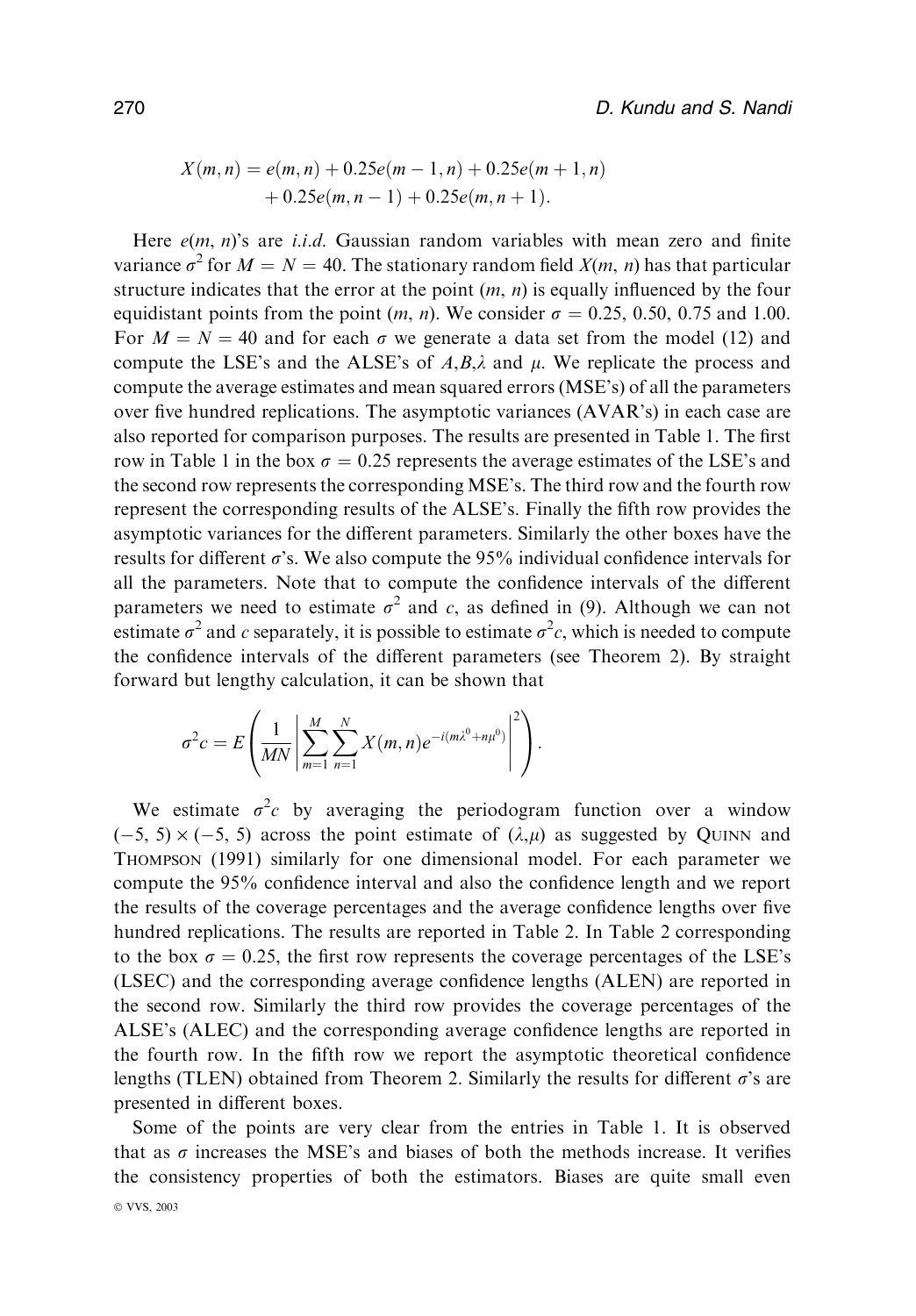$$X(m,n) = e(m,n) + 0.25e(m-1,n) + 0.25e(m+1,n) + 0.25e(m,n-1) + 0.25e(m,n+1).$$

Here $e(m, n)$'s are *i.i.d.* Gaussian random variables with mean zero and finite variance $\sigma^2$ for $M = N = 40$. The stationary random field $X(m, n)$ has that particular structure indicates that the error at the point $(m, n)$ is equally influenced by the four equidistant points from the point $(m, n)$. We consider $\sigma = 0.25$, 0.50, 0.75 and 1.00. For $M = N = 40$ and for each $\sigma$ we generate a data set from the model (12) and compute the LSE's and the ALSE's of $A$,$B$,$\lambda$ and $\mu$. We replicate the process and compute the average estimates and mean squared errors (MSE's) of all the parameters over five hundred replications. The asymptotic variances (AVAR's) in each case are also reported for comparison purposes. The results are presented in Table 1. The first row in Table 1 in the box $\sigma = 0.25$ represents the average estimates of the LSE's and the second row represents the corresponding MSE's. The third row and the fourth row represent the corresponding results of the ALSE's. Finally the fifth row provides the asymptotic variances for the different parameters. Similarly the other boxes have the results for different $\sigma$'s. We also compute the 95% individual confidence intervals for all the parameters. Note that to compute the confidence intervals of the different parameters we need to estimate $\sigma^2$ and $c$, as defined in (9). Although we can not estimate $\sigma^2$ and $c$ separately, it is possible to estimate $\sigma^2 c$, which is needed to compute the confidence intervals of the different parameters (see Theorem 2). By straight forward but lengthy calculation, it can be shown that

$$\sigma^2 c = E\left(\frac{1}{MN}\left|\sum_{m=1}^{M}\sum_{n=1}^{N} X(m,n)e^{-i(m\lambda^0 + n\mu^0)}\right|^2\right).$$

We estimate $\sigma^2 c$ by averaging the periodogram function over a window $(-5, 5) \times (-5, 5)$ across the point estimate of $(\lambda,\mu)$ as suggested by Quinn and Thompson (1991) similarly for one dimensional model. For each parameter we compute the 95% confidence interval and also the confidence length and we report the results of the coverage percentages and the average confidence lengths over five hundred replications. The results are reported in Table 2. In Table 2 corresponding to the box $\sigma = 0.25$, the first row represents the coverage percentages of the LSE's (LSEC) and the corresponding average confidence lengths (ALEN) are reported in the second row. Similarly the third row provides the coverage percentages of the ALSE's (ALEC) and the corresponding average confidence lengths are reported in the fourth row. In the fifth row we report the asymptotic theoretical confidence lengths (TLEN) obtained from Theorem 2. Similarly the results for different $\sigma$'s are presented in different boxes.

Some of the points are very clear from the entries in Table 1. It is observed that as $\sigma$ increases the MSE's and biases of both the methods increase. It verifies the consistency properties of both the estimators. Biases are quite small even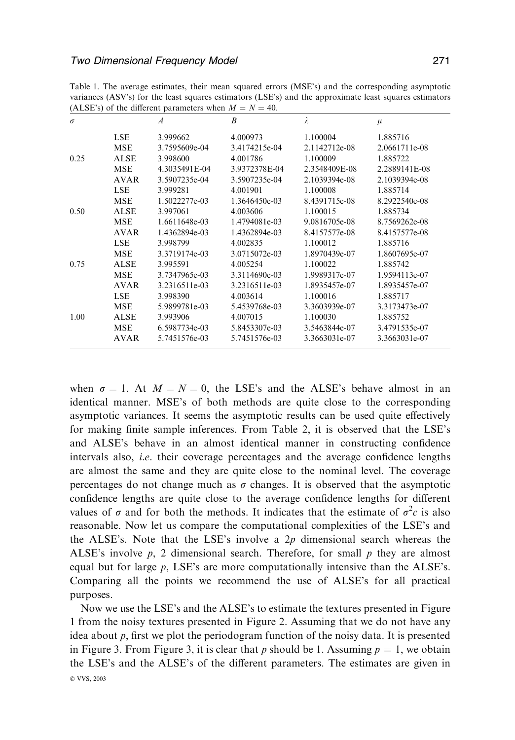Table 1. The average estimates, their mean squared errors (MSE's) and the corresponding asymptotic variances (ASV's) for the least squares estimators (LSE's) and the approximate least squares estimators (ALSE's) of the different parameters when $M = N = 40$.

| $\sigma$ | | $A$ | $B$ | $\lambda$ | $\mu$ |
|---|---|---|---|---|---|
| | LSE | 3.999662 | 4.000973 | 1.100004 | 1.885716 |
| | MSE | 3.7595609e-04 | 3.4174215e-04 | 2.1142712e-08 | 2.0661711e-08 |
| 0.25 | ALSE | 3.998600 | 4.001786 | 1.100009 | 1.885722 |
| | MSE | 4.3035491E-04 | 3.9372378E-04 | 2.3548409E-08 | 2.2889141E-08 |
| | AVAR | 3.5907235e-04 | 3.5907235e-04 | 2.1039394e-08 | 2.1039394e-08 |
| | LSE | 3.999281 | 4.001901 | 1.100008 | 1.885714 |
| | MSE | 1.5022277e-03 | 1.3646450e-03 | 8.4391715e-08 | 8.2922540e-08 |
| 0.50 | ALSE | 3.997061 | 4.003606 | 1.100015 | 1.885734 |
| | MSE | 1.6611648e-03 | 1.4794081e-03 | 9.0816705e-08 | 8.7569262e-08 |
| | AVAR | 1.4362894e-03 | 1.4362894e-03 | 8.4157577e-08 | 8.4157577e-08 |
| | LSE | 3.998799 | 4.002835 | 1.100012 | 1.885716 |
| | MSE | 3.3719174e-03 | 3.0715072e-03 | 1.8970439e-07 | 1.8607695e-07 |
| 0.75 | ALSE | 3.995591 | 4.005254 | 1.100022 | 1.885742 |
| | MSE | 3.7347965e-03 | 3.3114690e-03 | 1.9989317e-07 | 1.9594113e-07 |
| | AVAR | 3.2316511e-03 | 3.2316511e-03 | 1.8935457e-07 | 1.8935457e-07 |
| | LSE | 3.998390 | 4.003614 | 1.100016 | 1.885717 |
| | MSE | 5.9899781e-03 | 5.4539768e-03 | 3.3603939e-07 | 3.3173473e-07 |
| 1.00 | ALSE | 3.993906 | 4.007015 | 1.100030 | 1.885752 |
| | MSE | 6.5987734e-03 | 5.8453307e-03 | 3.5463844e-07 | 3.4791535e-07 |
| | AVAR | 5.7451576e-03 | 5.7451576e-03 | 3.3663031e-07 | 3.3663031e-07 |

when $\sigma = 1$. At $M = N = 0$, the LSE's and the ALSE's behave almost in an identical manner. MSE's of both methods are quite close to the corresponding asymptotic variances. It seems the asymptotic results can be used quite effectively for making finite sample inferences. From Table 2, it is observed that the LSE's and ALSE's behave in an almost identical manner in constructing confidence intervals also, *i.e.* their coverage percentages and the average confidence lengths are almost the same and they are quite close to the nominal level. The coverage percentages do not change much as $\sigma$ changes. It is observed that the asymptotic confidence lengths are quite close to the average confidence lengths for different values of $\sigma$ and for both the methods. It indicates that the estimate of $\sigma^2 c$ is also reasonable. Now let us compare the computational complexities of the LSE's and the ALSE's. Note that the LSE's involve a $2p$ dimensional search whereas the ALSE's involve $p$, 2 dimensional search. Therefore, for small $p$ they are almost equal but for large $p$, LSE's are more computationally intensive than the ALSE's. Comparing all the points we recommend the use of ALSE's for all practical purposes.

Now we use the LSE's and the ALSE's to estimate the textures presented in Figure 1 from the noisy textures presented in Figure 2. Assuming that we do not have any idea about $p$, first we plot the periodogram function of the noisy data. It is presented in Figure 3. From Figure 3, it is clear that $p$ should be 1. Assuming $p = 1$, we obtain the LSE's and the ALSE's of the different parameters. The estimates are given in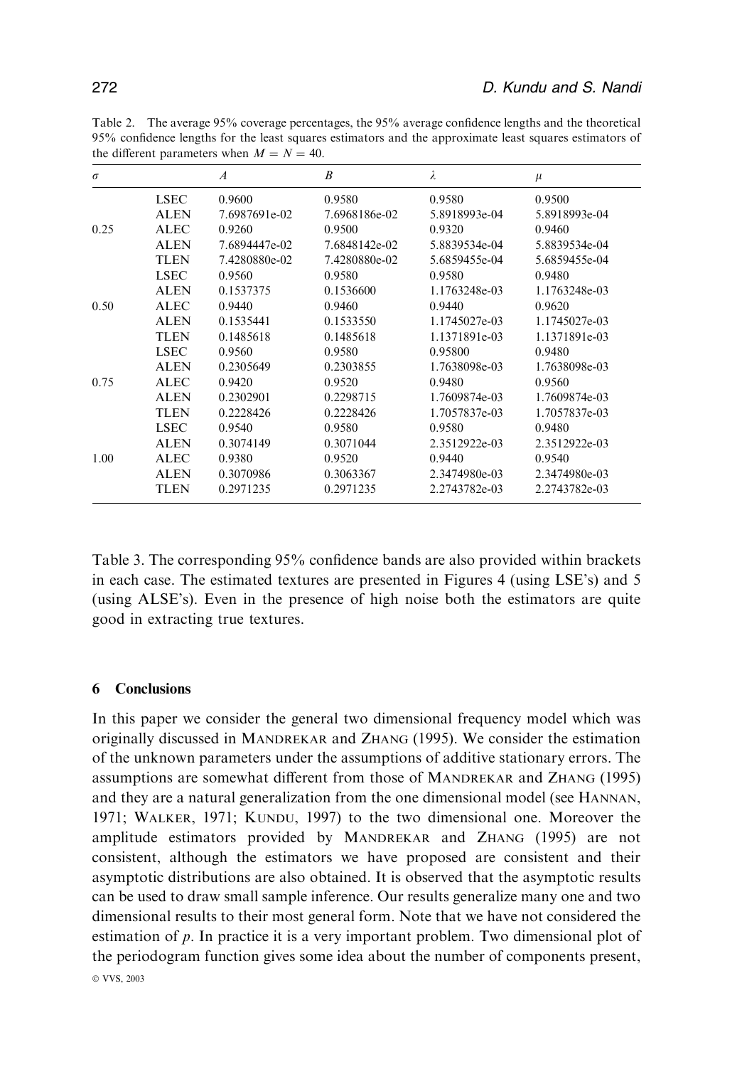Table 2. The average 95% coverage percentages, the 95% average confidence lengths and the theoretical 95% confidence lengths for the least squares estimators and the approximate least squares estimators of the different parameters when $M = N = 40$.

| $\sigma$ | | $A$ | $B$ | $\lambda$ | $\mu$ |
|---|---|---|---|---|---|
| | LSEC | 0.9600 | 0.9580 | 0.9580 | 0.9500 |
| | ALEN | 7.6987691e-02 | 7.6968186e-02 | 5.8918993e-04 | 5.8918993e-04 |
| 0.25 | ALEC | 0.9260 | 0.9500 | 0.9320 | 0.9460 |
| | ALEN | 7.6894447e-02 | 7.6848142e-02 | 5.8839534e-04 | 5.8839534e-04 |
| | TLEN | 7.4280880e-02 | 7.4280880e-02 | 5.6859455e-04 | 5.6859455e-04 |
| | LSEC | 0.9560 | 0.9580 | 0.9580 | 0.9480 |
| | ALEN | 0.1537375 | 0.1536600 | 1.1763248e-03 | 1.1763248e-03 |
| 0.50 | ALEC | 0.9440 | 0.9460 | 0.9440 | 0.9620 |
| | ALEN | 0.1535441 | 0.1533550 | 1.1745027e-03 | 1.1745027e-03 |
| | TLEN | 0.1485618 | 0.1485618 | 1.1371891e-03 | 1.1371891e-03 |
| | LSEC | 0.9560 | 0.9580 | 0.95800 | 0.9480 |
| | ALEN | 0.2305649 | 0.2303855 | 1.7638098e-03 | 1.7638098e-03 |
| 0.75 | ALEC | 0.9420 | 0.9520 | 0.9480 | 0.9560 |
| | ALEN | 0.2302901 | 0.2298715 | 1.7609874e-03 | 1.7609874e-03 |
| | TLEN | 0.2228426 | 0.2228426 | 1.7057837e-03 | 1.7057837e-03 |
| | LSEC | 0.9540 | 0.9580 | 0.9580 | 0.9480 |
| | ALEN | 0.3074149 | 0.3071044 | 2.3512922e-03 | 2.3512922e-03 |
| 1.00 | ALEC | 0.9380 | 0.9520 | 0.9440 | 0.9540 |
| | ALEN | 0.3070986 | 0.3063367 | 2.3474980e-03 | 2.3474980e-03 |
| | TLEN | 0.2971235 | 0.2971235 | 2.2743782e-03 | 2.2743782e-03 |

Table 3. The corresponding 95% confidence bands are also provided within brackets in each case. The estimated textures are presented in Figures 4 (using LSE's) and 5 (using ALSE's). Even in the presence of high noise both the estimators are quite good in extracting true textures.

## 6 Conclusions

In this paper we consider the general two dimensional frequency model which was originally discussed in MANDREKAR and ZHANG (1995). We consider the estimation of the unknown parameters under the assumptions of additive stationary errors. The assumptions are somewhat different from those of MANDREKAR and ZHANG (1995) and they are a natural generalization from the one dimensional model (see HANNAN, 1971; WALKER, 1971; KUNDU, 1997) to the two dimensional one. Moreover the amplitude estimators provided by MANDREKAR and ZHANG (1995) are not consistent, although the estimators we have proposed are consistent and their asymptotic distributions are also obtained. It is observed that the asymptotic results can be used to draw small sample inference. Our results generalize many one and two dimensional results to their most general form. Note that we have not considered the estimation of $p$. In practice it is a very important problem. Two dimensional plot of the periodogram function gives some idea about the number of components present,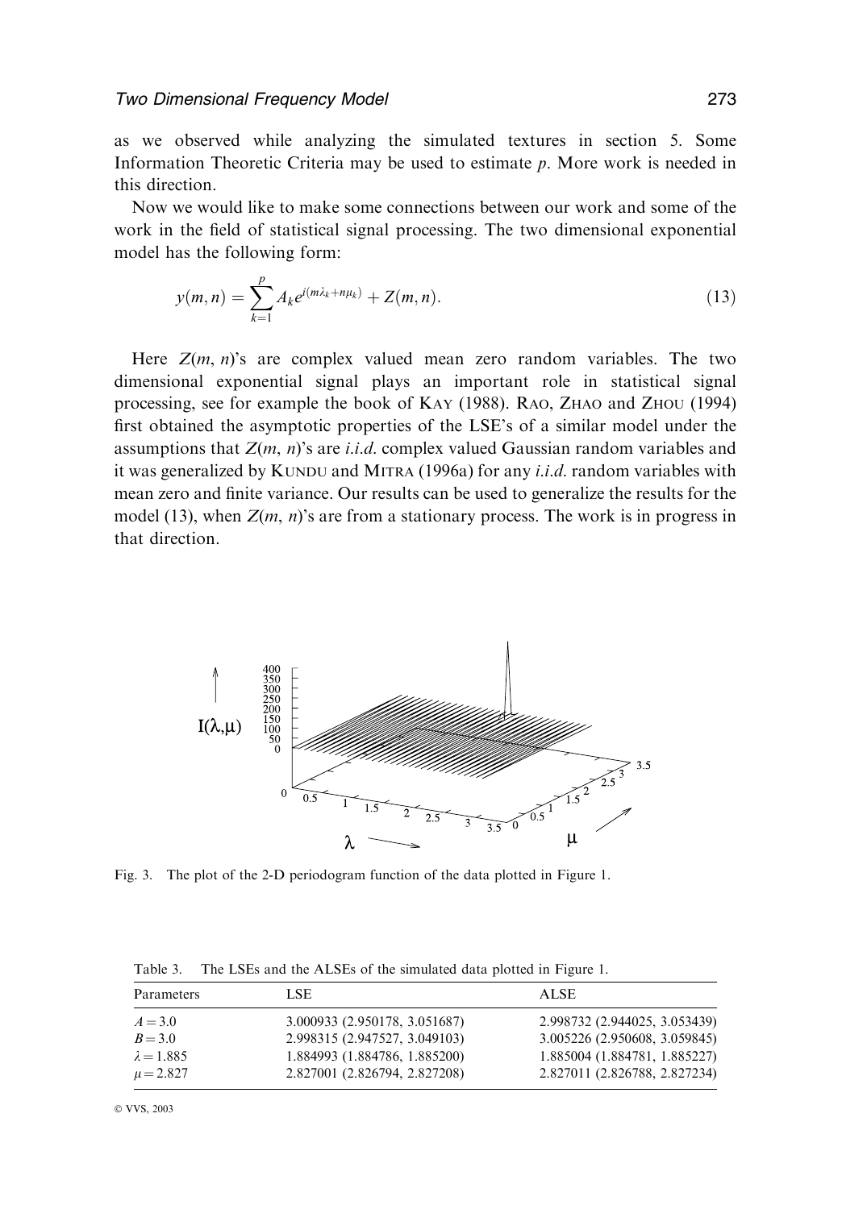as we observed while analyzing the simulated textures in section 5. Some Information Theoretic Criteria may be used to estimate $p$. More work is needed in this direction.

Now we would like to make some connections between our work and some of the work in the field of statistical signal processing. The two dimensional exponential model has the following form:

$$y(m,n) = \sum_{k=1}^{p} A_k e^{i(m\lambda_k + n\mu_k)} + Z(m,n). \tag{13}$$

Here $Z(m, n)$'s are complex valued mean zero random variables. The two dimensional exponential signal plays an important role in statistical signal processing, see for example the book of KAY (1988). RAO, ZHAO and ZHOU (1994) first obtained the asymptotic properties of the LSE's of a similar model under the assumptions that $Z(m, n)$'s are *i.i.d.* complex valued Gaussian random variables and it was generalized by KUNDU and MITRA (1996a) for any *i.i.d.* random variables with mean zero and finite variance. Our results can be used to generalize the results for the model (13), when $Z(m, n)$'s are from a stationary process. The work is in progress in that direction.

Fig. 3. The plot of the 2-D periodogram function of the data plotted in Figure 1.

Table 3. The LSEs and the ALSEs of the simulated data plotted in Figure 1.

| Parameters | LSE | ALSE |
|---|---|---|
| $A = 3.0$ | 3.000933 (2.950178, 3.051687) | 2.998732 (2.944025, 3.053439) |
| $B = 3.0$ | 2.998315 (2.947527, 3.049103) | 3.005226 (2.950608, 3.059845) |
| $\lambda = 1.885$ | 1.884993 (1.884786, 1.885200) | 1.885004 (1.884781, 1.885227) |
| $\mu = 2.827$ | 2.827001 (2.826794, 2.827208) | 2.827011 (2.826788, 2.827234) |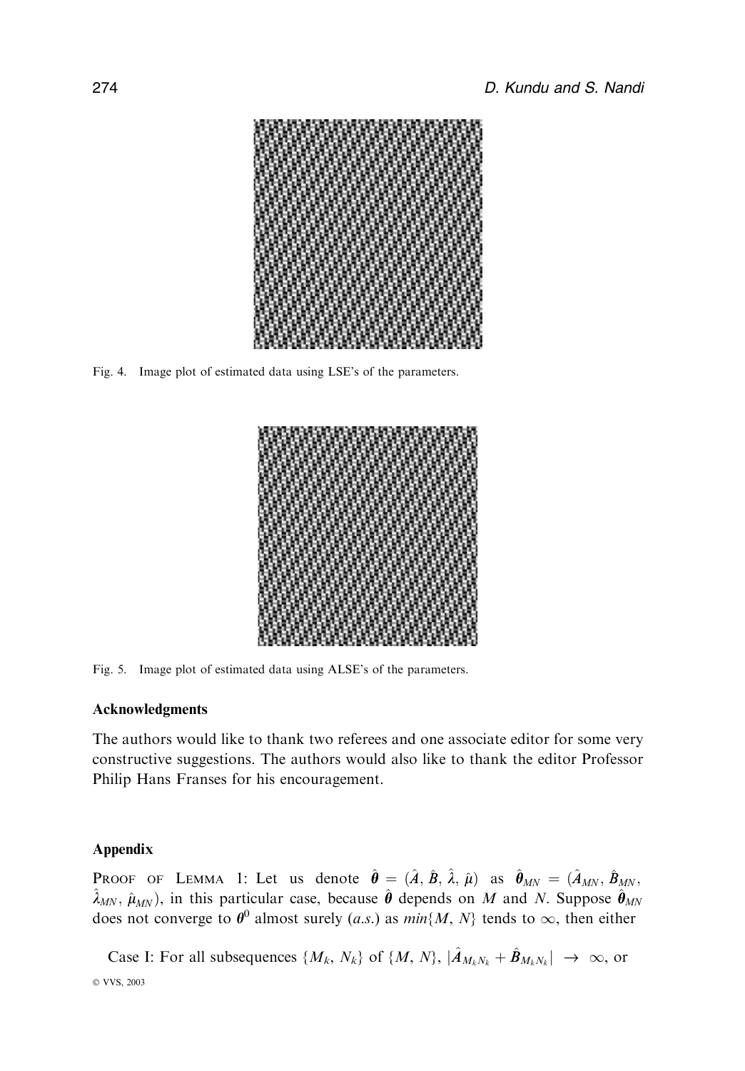Fig. 4. Image plot of estimated data using LSE's of the parameters.

Fig. 5. Image plot of estimated data using ALSE's of the parameters.

## Acknowledgments

The authors would like to thank two referees and one associate editor for some very constructive suggestions. The authors would also like to thank the editor Professor Philip Hans Franses for his encouragement.

## Appendix

PROOF OF LEMMA 1: Let us denote $\hat{\boldsymbol{\theta}} = (\hat{A}, \hat{B}, \hat{\lambda}, \hat{\mu})$ as $\hat{\boldsymbol{\theta}}_{MN} = (\hat{A}_{MN}, \hat{B}_{MN}, \hat{\lambda}_{MN}, \hat{\mu}_{MN})$, in this particular case, because $\hat{\boldsymbol{\theta}}$ depends on $M$ and $N$. Suppose $\hat{\boldsymbol{\theta}}_{MN}$ does not converge to $\boldsymbol{\theta}^0$ almost surely (*a.s.*) as $min\{M, N\}$ tends to $\infty$, then either

Case I: For all subsequences $\{M_k, N_k\}$ of $\{M, N\}$, $|\hat{A}_{M_k N_k} + \hat{B}_{M_k N_k}| \rightarrow \infty$, or

© VVS, 2003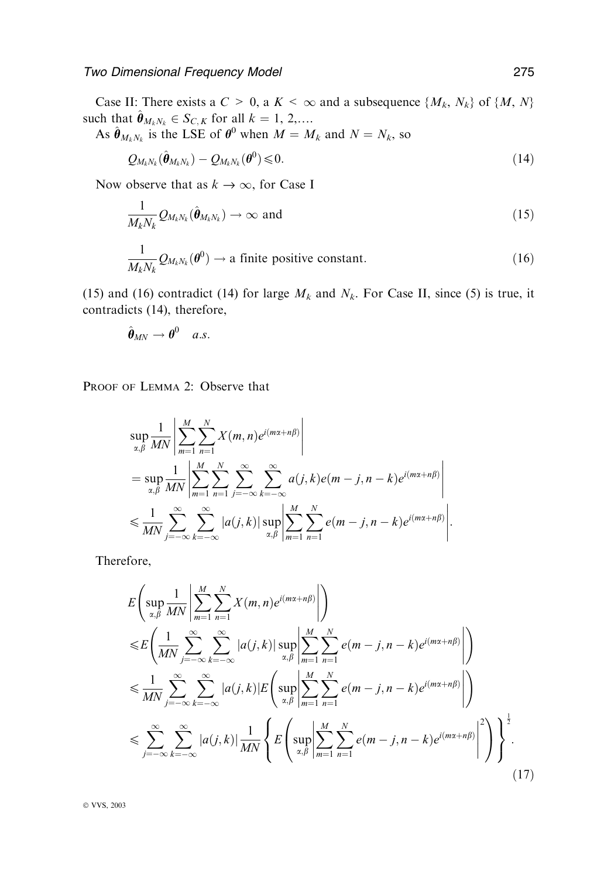Case II: There exists a $C > 0$, a $K < \infty$ and a subsequence $\{M_k, N_k\}$ of $\{M, N\}$ such that $\hat{\boldsymbol{\theta}}_{M_k N_k} \in S_{C,K}$ for all $k = 1, 2, \ldots$.

As $\hat{\boldsymbol{\theta}}_{M_k N_k}$ is the LSE of $\boldsymbol{\theta}^0$ when $M = M_k$ and $N = N_k$, so

$$Q_{M_k N_k}(\hat{\boldsymbol{\theta}}_{M_k N_k}) - Q_{M_k N_k}(\boldsymbol{\theta}^0) \leqslant 0. \tag{14}$$

Now observe that as $k \to \infty$, for Case I

$$\frac{1}{M_k N_k} Q_{M_k N_k}(\hat{\boldsymbol{\theta}}_{M_k N_k}) \to \infty \text{ and} \tag{15}$$

$$\frac{1}{M_k N_k} Q_{M_k N_k}(\boldsymbol{\theta}^0) \to \text{a finite positive constant.} \tag{16}$$

(15) and (16) contradict (14) for large $M_k$ and $N_k$. For Case II, since (5) is true, it contradicts (14), therefore,

$$\hat{\boldsymbol{\theta}}_{MN} \to \boldsymbol{\theta}^0 \quad a.s.$$

PROOF OF LEMMA 2: Observe that

$$\begin{aligned}
&\sup_{\alpha,\beta} \frac{1}{MN} \left| \sum_{m=1}^{M} \sum_{n=1}^{N} X(m,n) e^{i(m\alpha + n\beta)} \right| \\
&= \sup_{\alpha,\beta} \frac{1}{MN} \left| \sum_{m=1}^{M} \sum_{n=1}^{N} \sum_{j=-\infty}^{\infty} \sum_{k=-\infty}^{\infty} a(j,k) e(m-j, n-k) e^{i(m\alpha + n\beta)} \right| \\
&\leqslant \frac{1}{MN} \sum_{j=-\infty}^{\infty} \sum_{k=-\infty}^{\infty} |a(j,k)| \sup_{\alpha,\beta} \left| \sum_{m=1}^{M} \sum_{n=1}^{N} e(m-j, n-k) e^{i(m\alpha + n\beta)} \right|.
\end{aligned}$$

Therefore,

$$\begin{aligned}
&E\left( \sup_{\alpha,\beta} \frac{1}{MN} \left| \sum_{m=1}^{M} \sum_{n=1}^{N} X(m,n) e^{i(m\alpha + n\beta)} \right| \right) \\
&\leqslant E\left( \frac{1}{MN} \sum_{j=-\infty}^{\infty} \sum_{k=-\infty}^{\infty} |a(j,k)| \sup_{\alpha,\beta} \left| \sum_{m=1}^{M} \sum_{n=1}^{N} e(m-j, n-k) e^{i(m\alpha + n\beta)} \right| \right) \\
&\leqslant \frac{1}{MN} \sum_{j=-\infty}^{\infty} \sum_{k=-\infty}^{\infty} |a(j,k)| E\left( \sup_{\alpha,\beta} \left| \sum_{m=1}^{M} \sum_{n=1}^{N} e(m-j, n-k) e^{i(m\alpha + n\beta)} \right| \right) \\
&\leqslant \sum_{j=-\infty}^{\infty} \sum_{k=-\infty}^{\infty} |a(j,k)| \frac{1}{MN} \left\{ E\left( \sup_{\alpha,\beta} \left| \sum_{m=1}^{M} \sum_{n=1}^{N} e(m-j, n-k) e^{i(m\alpha + n\beta)} \right|^2 \right) \right\}^{\frac{1}{2}}.
\end{aligned} \tag{17}$$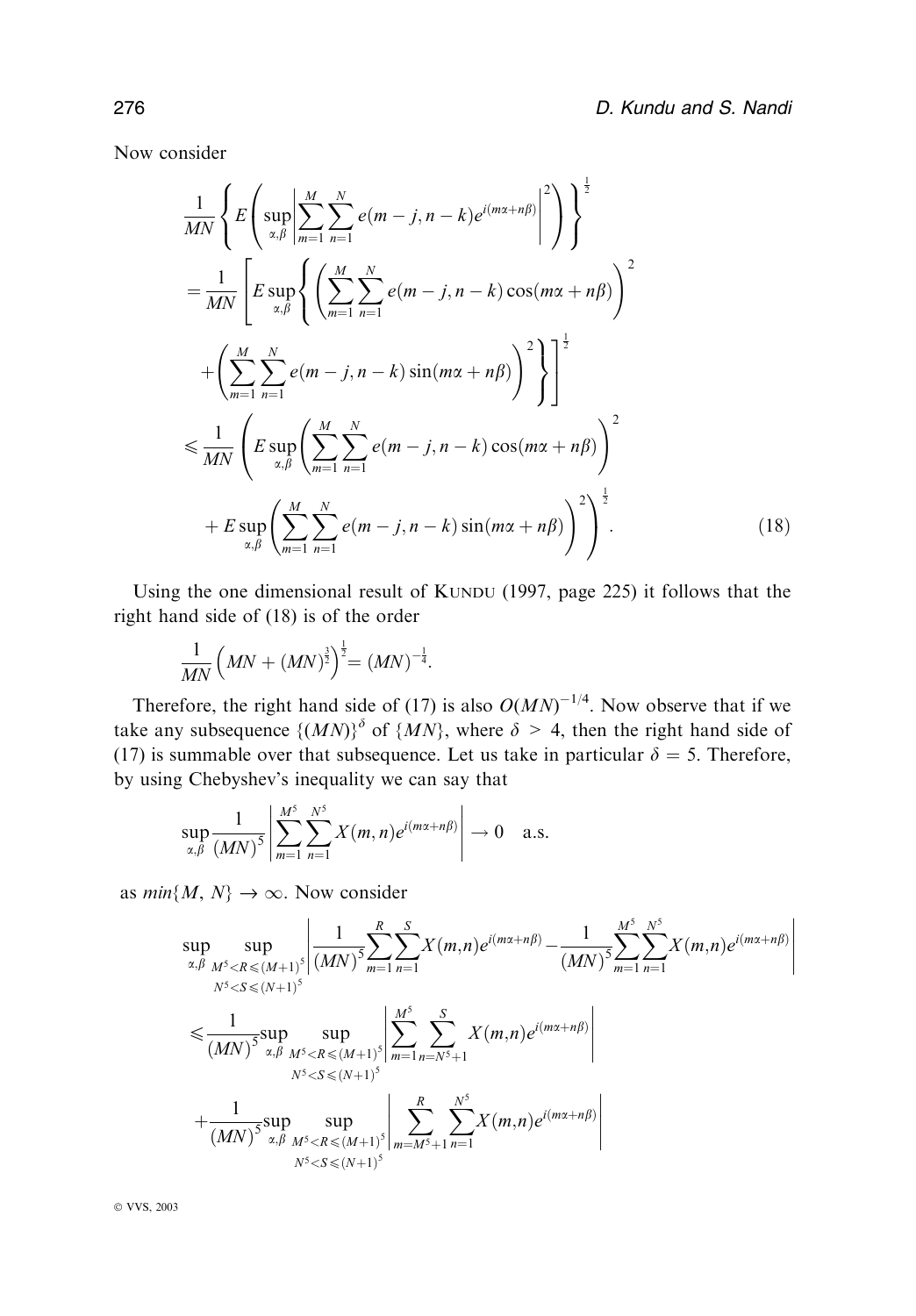Now consider

$$
\begin{aligned}
&\frac{1}{MN}\left\{E\left(\sup_{\alpha,\beta}\left|\sum_{m=1}^{M}\sum_{n=1}^{N}e(m-j,n-k)e^{i(m\alpha+n\beta)}\right|^2\right)\right\}^{\frac{1}{2}}\\
&=\frac{1}{MN}\left[E\sup_{\alpha,\beta}\left\{\left(\sum_{m=1}^{M}\sum_{n=1}^{N}e(m-j,n-k)\cos(m\alpha+n\beta)\right)^2\right.\right.\\
&\quad\left.\left.+\left(\sum_{m=1}^{M}\sum_{n=1}^{N}e(m-j,n-k)\sin(m\alpha+n\beta)\right)^2\right\}\right]^{\frac{1}{2}}\\
&\leqslant\frac{1}{MN}\left(E\sup_{\alpha,\beta}\left(\sum_{m=1}^{M}\sum_{n=1}^{N}e(m-j,n-k)\cos(m\alpha+n\beta)\right)^2\right.\\
&\quad\left.+E\sup_{\alpha,\beta}\left(\sum_{m=1}^{M}\sum_{n=1}^{N}e(m-j,n-k)\sin(m\alpha+n\beta)\right)^2\right)^{\frac{1}{2}}. \qquad (18)
\end{aligned}
$$

Using the one dimensional result of KUNDU (1997, page 225) it follows that the right hand side of (18) is of the order

$$
\frac{1}{MN}\left(MN+(MN)^{\frac{3}{2}}\right)^{\frac{1}{2}}=(MN)^{-\frac{1}{4}}.
$$

Therefore, the right hand side of (17) is also $O(MN)^{-1/4}$. Now observe that if we take any subsequence $\{(MN)\}^{\delta}$ of $\{MN\}$, where $\delta > 4$, then the right hand side of (17) is summable over that subsequence. Let us take in particular $\delta = 5$. Therefore, by using Chebyshev's inequality we can say that

$$
\sup_{\alpha,\beta}\frac{1}{(MN)^5}\left|\sum_{m=1}^{M^5}\sum_{n=1}^{N^5}X(m,n)e^{i(m\alpha+n\beta)}\right|\to 0 \quad \text{a.s.}
$$

as $min\{M, N\} \to \infty$. Now consider

$$
\begin{aligned}
&\sup_{\alpha,\beta}\sup_{\substack{M^5<R\leqslant(M+1)^5\\ N^5<S\leqslant(N+1)^5}}\left|\frac{1}{(MN)^5}\sum_{m=1}^{R}\sum_{n=1}^{S}X(m,n)e^{i(m\alpha+n\beta)}-\frac{1}{(MN)^5}\sum_{m=1}^{M^5}\sum_{n=1}^{N^5}X(m,n)e^{i(m\alpha+n\beta)}\right|\\
&\leqslant\frac{1}{(MN)^5}\sup_{\alpha,\beta}\sup_{\substack{M^5<R\leqslant(M+1)^5\\ N^5<S\leqslant(N+1)^5}}\left|\sum_{m=1}^{M^5}\sum_{n=N^5+1}^{S}X(m,n)e^{i(m\alpha+n\beta)}\right|\\
&\quad+\frac{1}{(MN)^5}\sup_{\alpha,\beta}\sup_{\substack{M^5<R\leqslant(M+1)^5\\ N^5<S\leqslant(N+1)^5}}\left|\sum_{m=M^5+1}^{R}\sum_{n=1}^{N^5}X(m,n)e^{i(m\alpha+n\beta)}\right|
\end{aligned}
$$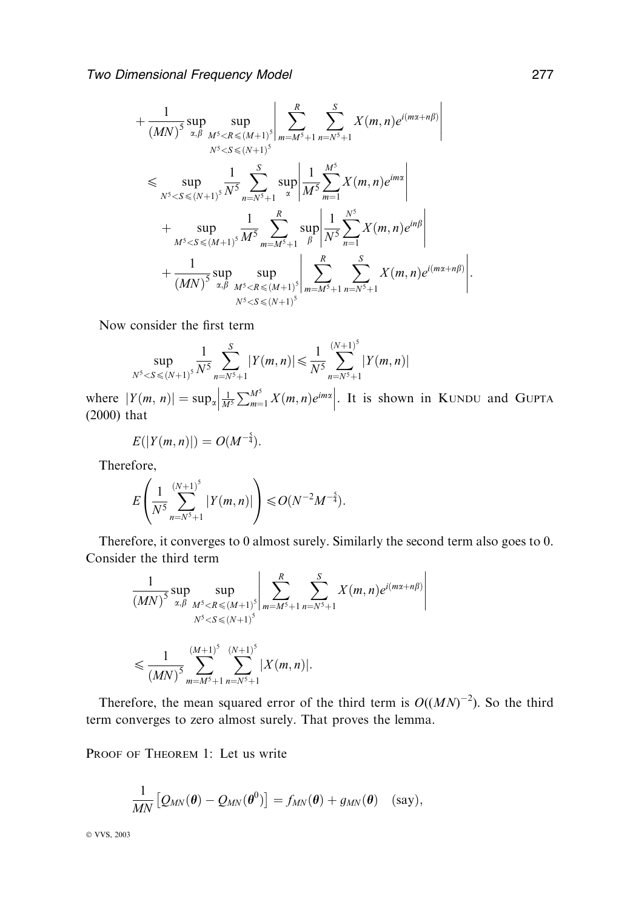$$
+ \frac{1}{(MN)^5} \sup_{\alpha,\beta} \sup_{\substack{M^5 < R \leqslant (M+1)^5 \\ N^5 < S \leqslant (N+1)^5}} \left| \sum_{m=M^5+1}^{R} \sum_{n=N^5+1}^{S} X(m,n) e^{i(m\alpha + n\beta)} \right|
$$

$$
\leqslant \sup_{N^5 < S \leqslant (N+1)^5} \frac{1}{N^5} \sum_{n=N^5+1}^{S} \sup_{\alpha} \left| \frac{1}{M^5} \sum_{m=1}^{M^5} X(m,n) e^{im\alpha} \right|
$$

$$
+ \sup_{M^5 < S \leqslant (M+1)^5} \frac{1}{M^5} \sum_{m=M^5+1}^{R} \sup_{\beta} \left| \frac{1}{N^5} \sum_{n=1}^{N^5} X(m,n) e^{in\beta} \right|
$$

$$
+ \frac{1}{(MN)^5} \sup_{\alpha,\beta} \sup_{\substack{M^5 < R \leqslant (M+1)^5 \\ N^5 < S \leqslant (N+1)^5}} \left| \sum_{m=M^5+1}^{R} \sum_{n=N^5+1}^{S} X(m,n) e^{i(m\alpha + n\beta)} \right|.
$$

Now consider the first term

$$
\sup_{N^5 < S \leqslant (N+1)^5} \frac{1}{N^5} \sum_{n=N^5+1}^{S} |Y(m,n)| \leqslant \frac{1}{N^5} \sum_{n=N^5+1}^{(N+1)^5} |Y(m,n)|
$$

where $|Y(m,n)| = \sup_\alpha \left| \frac{1}{M^5} \sum_{m=1}^{M^5} X(m,n) e^{im\alpha} \right|$. It is shown in Kundu and Gupta (2000) that

$$
E(|Y(m,n)|) = O(M^{-\frac{5}{4}}).
$$

Therefore,

$$
E\left( \frac{1}{N^5} \sum_{n=N^5+1}^{(N+1)^5} |Y(m,n)| \right) \leqslant O(N^{-2} M^{-\frac{5}{4}}).
$$

Therefore, it converges to 0 almost surely. Similarly the second term also goes to 0. Consider the third term

$$
\frac{1}{(MN)^5} \sup_{\alpha,\beta} \sup_{\substack{M^5 < R \leqslant (M+1)^5 \\ N^5 < S \leqslant (N+1)^5}} \left| \sum_{m=M^5+1}^{R} \sum_{n=N^5+1}^{S} X(m,n) e^{i(m\alpha + n\beta)} \right|
$$

$$
\leqslant \frac{1}{(MN)^5} \sum_{m=M^5+1}^{(M+1)^5} \sum_{n=N^5+1}^{(N+1)^5} |X(m,n)|.
$$

Therefore, the mean squared error of the third term is $O((MN)^{-2})$. So the third term converges to zero almost surely. That proves the lemma.

Proof of Theorem 1: Let us write

$$
\frac{1}{MN} \left[ Q_{MN}(\boldsymbol{\theta}) - Q_{MN}(\boldsymbol{\theta}^0) \right] = f_{MN}(\boldsymbol{\theta}) + g_{MN}(\boldsymbol{\theta}) \quad \text{(say)},
$$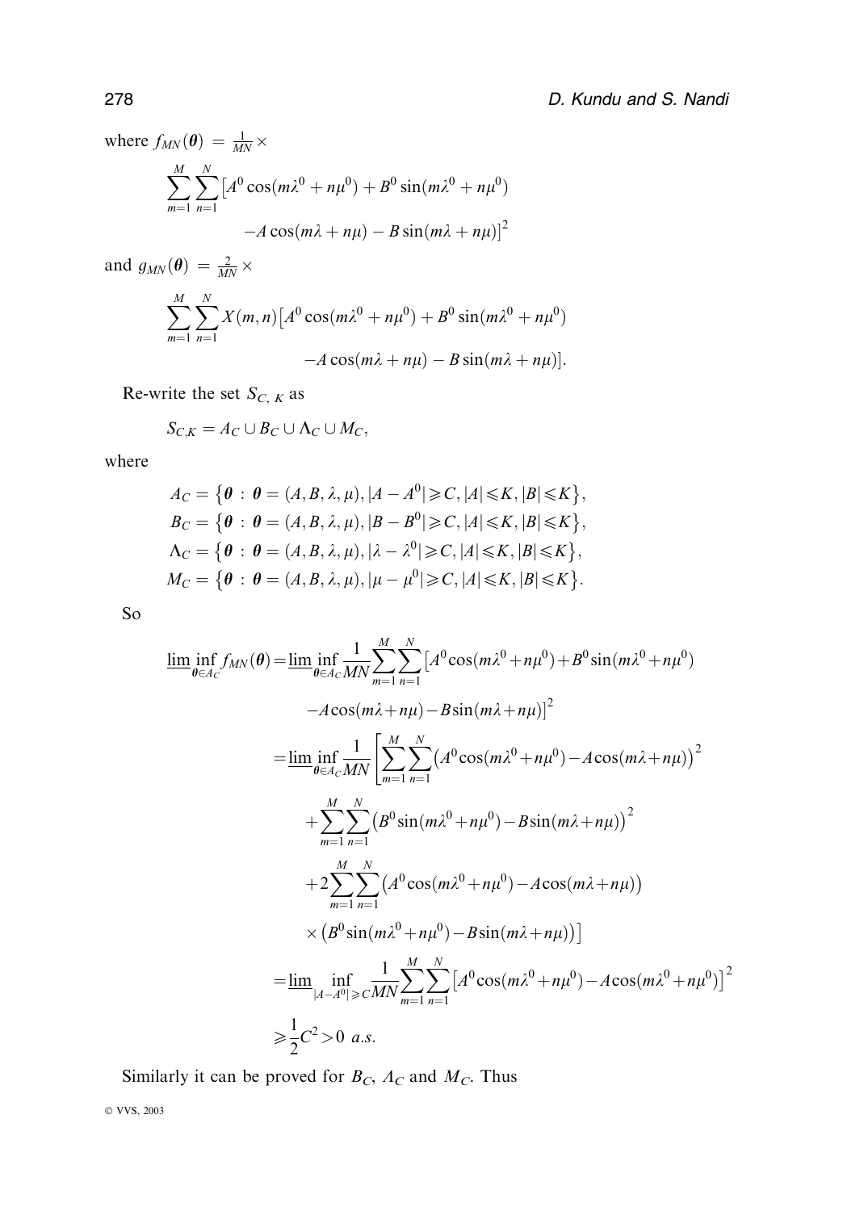where $f_{MN}(\boldsymbol{\theta}) = \frac{1}{MN} \times$

$$\sum_{m=1}^{M}\sum_{n=1}^{N}\left[A^0\cos(m\lambda^0+n\mu^0)+B^0\sin(m\lambda^0+n\mu^0)\right.$$
$$\left.-A\cos(m\lambda+n\mu)-B\sin(m\lambda+n\mu)\right]^2$$

and $g_{MN}(\boldsymbol{\theta}) = \frac{2}{MN} \times$

$$\sum_{m=1}^{M}\sum_{n=1}^{N}X(m,n)\left[A^0\cos(m\lambda^0+n\mu^0)+B^0\sin(m\lambda^0+n\mu^0)\right.$$
$$\left.-A\cos(m\lambda+n\mu)-B\sin(m\lambda+n\mu)\right].$$

Re-write the set $S_{C,\,K}$ as

$$S_{C,K} = A_C \cup B_C \cup \Lambda_C \cup M_C,$$

where

$$A_C = \left\{\boldsymbol{\theta} : \boldsymbol{\theta} = (A,B,\lambda,\mu), |A-A^0| \geqslant C, |A| \leqslant K, |B| \leqslant K\right\},$$
$$B_C = \left\{\boldsymbol{\theta} : \boldsymbol{\theta} = (A,B,\lambda,\mu), |B-B^0| \geqslant C, |A| \leqslant K, |B| \leqslant K\right\},$$
$$\Lambda_C = \left\{\boldsymbol{\theta} : \boldsymbol{\theta} = (A,B,\lambda,\mu), |\lambda-\lambda^0| \geqslant C, |A| \leqslant K, |B| \leqslant K\right\},$$
$$M_C = \left\{\boldsymbol{\theta} : \boldsymbol{\theta} = (A,B,\lambda,\mu), |\mu-\mu^0| \geqslant C, |A| \leqslant K, |B| \leqslant K\right\}.$$

So

$$\begin{aligned}
\underline{\lim}\inf_{\boldsymbol{\theta}\in A_C} f_{MN}(\boldsymbol{\theta}) &= \underline{\lim}\inf_{\boldsymbol{\theta}\in A_C}\frac{1}{MN}\sum_{m=1}^{M}\sum_{n=1}^{N}\left[A^0\cos(m\lambda^0+n\mu^0)+B^0\sin(m\lambda^0+n\mu^0)\right.\\
&\qquad \left.-A\cos(m\lambda+n\mu)-B\sin(m\lambda+n\mu)\right]^2\\
&= \underline{\lim}\inf_{\boldsymbol{\theta}\in A_C}\frac{1}{MN}\left[\sum_{m=1}^{M}\sum_{n=1}^{N}\left(A^0\cos(m\lambda^0+n\mu^0)-A\cos(m\lambda+n\mu)\right)^2\right.\\
&\qquad +\sum_{m=1}^{M}\sum_{n=1}^{N}\left(B^0\sin(m\lambda^0+n\mu^0)-B\sin(m\lambda+n\mu)\right)^2\\
&\qquad +2\sum_{m=1}^{M}\sum_{n=1}^{N}\left(A^0\cos(m\lambda^0+n\mu^0)-A\cos(m\lambda+n\mu)\right)\\
&\qquad \left.\times\left(B^0\sin(m\lambda^0+n\mu^0)-B\sin(m\lambda+n\mu)\right)\right]\\
&= \underline{\lim}\inf_{|A-A^0|\geqslant C}\frac{1}{MN}\sum_{m=1}^{M}\sum_{n=1}^{N}\left[A^0\cos(m\lambda^0+n\mu^0)-A\cos(m\lambda^0+n\mu^0)\right]^2\\
&\geqslant \frac{1}{2}C^2 > 0 \ \ a.s.
\end{aligned}$$

Similarly it can be proved for $B_C$, $\Lambda_C$ and $M_C$. Thus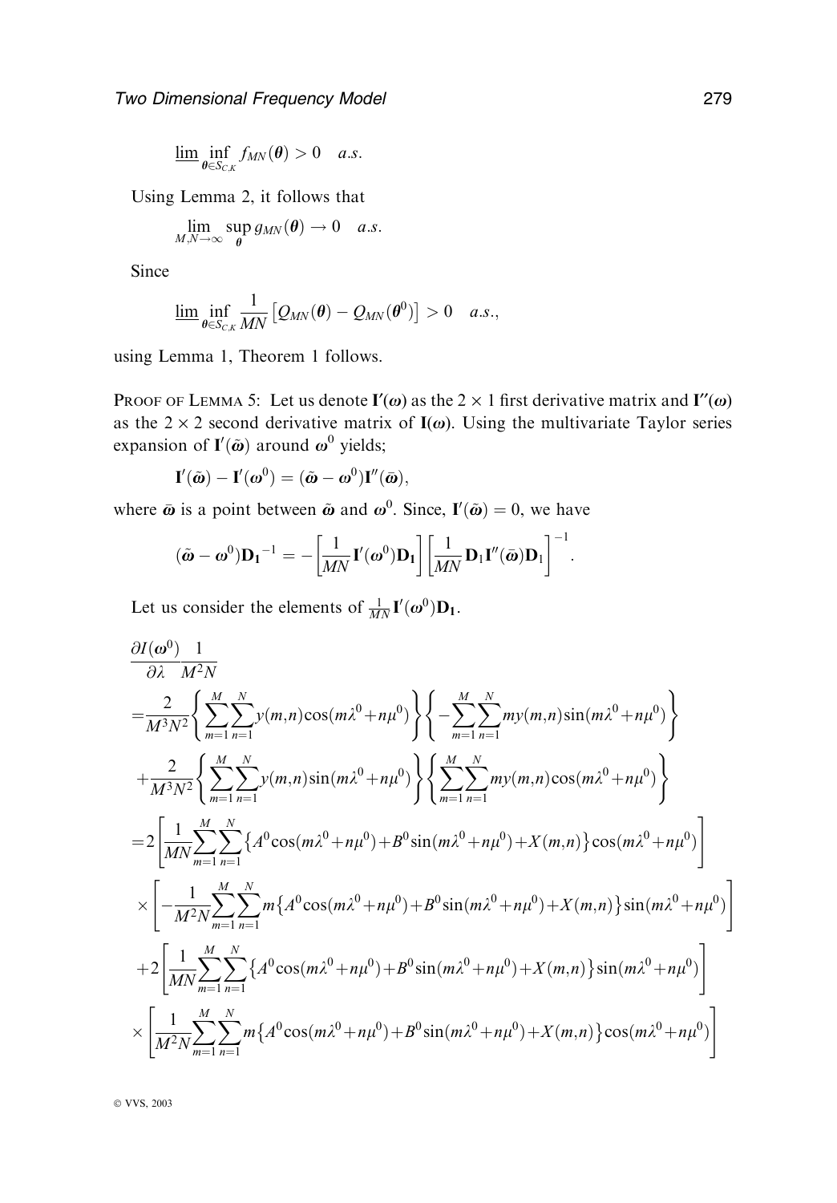$$\underline{\lim} \inf_{\boldsymbol{\theta} \in S_{C,K}} f_{MN}(\boldsymbol{\theta}) > 0 \quad a.s.$$

Using Lemma 2, it follows that

$$\lim_{M,N \to \infty} \sup_{\boldsymbol{\theta}} g_{MN}(\boldsymbol{\theta}) \to 0 \quad a.s.$$

Since

$$\underline{\lim} \inf_{\boldsymbol{\theta} \in S_{C,K}} \frac{1}{MN} \left[ Q_{MN}(\boldsymbol{\theta}) - Q_{MN}(\boldsymbol{\theta}^0) \right] > 0 \quad a.s.,$$

using Lemma 1, Theorem 1 follows.

Proof of Lemma 5: Let us denote $\mathbf{I}'(\boldsymbol{\omega})$ as the $2 \times 1$ first derivative matrix and $\mathbf{I}''(\boldsymbol{\omega})$ as the $2 \times 2$ second derivative matrix of $\mathbf{I}(\boldsymbol{\omega})$. Using the multivariate Taylor series expansion of $\mathbf{I}'(\tilde{\boldsymbol{\omega}})$ around $\boldsymbol{\omega}^0$ yields;

$$\mathbf{I}'(\tilde{\boldsymbol{\omega}}) - \mathbf{I}'(\boldsymbol{\omega}^0) = (\tilde{\boldsymbol{\omega}} - \boldsymbol{\omega}^0)\mathbf{I}''(\bar{\boldsymbol{\omega}}),$$

where $\bar{\boldsymbol{\omega}}$ is a point between $\tilde{\boldsymbol{\omega}}$ and $\boldsymbol{\omega}^0$. Since, $\mathbf{I}'(\tilde{\boldsymbol{\omega}}) = 0$, we have

$$(\tilde{\boldsymbol{\omega}} - \boldsymbol{\omega}^0)\mathbf{D_1}^{-1} = -\left[\frac{1}{MN}\mathbf{I}'(\boldsymbol{\omega}^0)\mathbf{D_1}\right]\left[\frac{1}{MN}\mathbf{D}_1\mathbf{I}''(\bar{\boldsymbol{\omega}})\mathbf{D}_1\right]^{-1}.$$

Let us consider the elements of $\frac{1}{MN}\mathbf{I}'(\boldsymbol{\omega}^0)\mathbf{D_1}$.

$$\begin{aligned}
&\frac{\partial I(\boldsymbol{\omega}^0)}{\partial \lambda}\frac{1}{M^2N} \\
&= \frac{2}{M^3N^2}\left\{\sum_{m=1}^{M}\sum_{n=1}^{N} y(m,n)\cos(m\lambda^0 + n\mu^0)\right\}\left\{-\sum_{m=1}^{M}\sum_{n=1}^{N} my(m,n)\sin(m\lambda^0 + n\mu^0)\right\} \\
&\quad + \frac{2}{M^3N^2}\left\{\sum_{m=1}^{M}\sum_{n=1}^{N} y(m,n)\sin(m\lambda^0 + n\mu^0)\right\}\left\{\sum_{m=1}^{M}\sum_{n=1}^{N} my(m,n)\cos(m\lambda^0 + n\mu^0)\right\} \\
&= 2\left[\frac{1}{MN}\sum_{m=1}^{M}\sum_{n=1}^{N}\left\{A^0\cos(m\lambda^0 + n\mu^0) + B^0\sin(m\lambda^0 + n\mu^0) + X(m,n)\right\}\cos(m\lambda^0 + n\mu^0)\right] \\
&\quad \times \left[-\frac{1}{M^2N}\sum_{m=1}^{M}\sum_{n=1}^{N} m\left\{A^0\cos(m\lambda^0 + n\mu^0) + B^0\sin(m\lambda^0 + n\mu^0) + X(m,n)\right\}\sin(m\lambda^0 + n\mu^0)\right] \\
&\quad + 2\left[\frac{1}{MN}\sum_{m=1}^{M}\sum_{n=1}^{N}\left\{A^0\cos(m\lambda^0 + n\mu^0) + B^0\sin(m\lambda^0 + n\mu^0) + X(m,n)\right\}\sin(m\lambda^0 + n\mu^0)\right] \\
&\quad \times \left[\frac{1}{M^2N}\sum_{m=1}^{M}\sum_{n=1}^{N} m\left\{A^0\cos(m\lambda^0 + n\mu^0) + B^0\sin(m\lambda^0 + n\mu^0) + X(m,n)\right\}\cos(m\lambda^0 + n\mu^0)\right]
\end{aligned}$$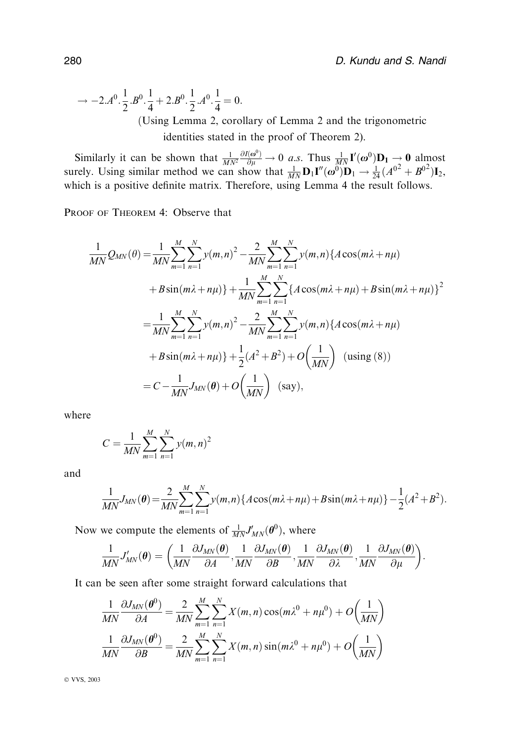$$\to -2.A^0.\frac{1}{2}.B^0.\frac{1}{4} + 2.B^0.\frac{1}{2}.A^0.\frac{1}{4} = 0.$$

(Using Lemma 2, corollary of Lemma 2 and the trigonometric identities stated in the proof of Theorem 2).

Similarly it can be shown that $\frac{1}{MN^2}\frac{\partial I(\boldsymbol{\omega}^0)}{\partial \mu} \to 0$ *a.s.* Thus $\frac{1}{MN}\mathbf{I}'(\boldsymbol{\omega}^0)\mathbf{D_1} \to \mathbf{0}$ almost surely. Using similar method we can show that $\frac{1}{MN}\mathbf{D}_1\mathbf{I}''(\boldsymbol{\omega}^0)\mathbf{D}_1 \to \frac{1}{24}(A^{0^2} + B^{0^2})\mathbf{I}_2$, which is a positive definite matrix. Therefore, using Lemma 4 the result follows.

PROOF OF THEOREM 4: Observe that

$$\begin{aligned}
\frac{1}{MN}Q_{MN}(\theta) &= \frac{1}{MN}\sum_{m=1}^{M}\sum_{n=1}^{N}y(m,n)^2 - \frac{2}{MN}\sum_{m=1}^{M}\sum_{n=1}^{N}y(m,n)\{A\cos(m\lambda+n\mu) \\
&\quad + B\sin(m\lambda+n\mu)\} + \frac{1}{MN}\sum_{m=1}^{M}\sum_{n=1}^{N}\{A\cos(m\lambda+n\mu)+B\sin(m\lambda+n\mu)\}^2 \\
&= \frac{1}{MN}\sum_{m=1}^{M}\sum_{n=1}^{N}y(m,n)^2 - \frac{2}{MN}\sum_{m=1}^{M}\sum_{n=1}^{N}y(m,n)\{A\cos(m\lambda+n\mu) \\
&\quad + B\sin(m\lambda+n\mu)\} + \frac{1}{2}(A^2+B^2) + O\left(\frac{1}{MN}\right) \quad \text{(using (8))} \\
&= C - \frac{1}{MN}J_{MN}(\boldsymbol{\theta}) + O\left(\frac{1}{MN}\right) \quad \text{(say)},
\end{aligned}$$

where

$$C = \frac{1}{MN}\sum_{m=1}^{M}\sum_{n=1}^{N}y(m,n)^2$$

and

$$\frac{1}{MN}J_{MN}(\boldsymbol{\theta}) = \frac{2}{MN}\sum_{m=1}^{M}\sum_{n=1}^{N}y(m,n)\{A\cos(m\lambda+n\mu)+B\sin(m\lambda+n\mu)\} - \frac{1}{2}(A^2+B^2).$$

Now we compute the elements of $\frac{1}{MN}\boldsymbol{J}'_{MN}(\boldsymbol{\theta}^0)$, where

$$\frac{1}{MN}J'_{MN}(\boldsymbol{\theta}) = \left(\frac{1}{MN}\frac{\partial J_{MN}(\boldsymbol{\theta})}{\partial A}, \frac{1}{MN}\frac{\partial J_{MN}(\boldsymbol{\theta})}{\partial B}, \frac{1}{MN}\frac{\partial J_{MN}(\boldsymbol{\theta})}{\partial \lambda}, \frac{1}{MN}\frac{\partial J_{MN}(\boldsymbol{\theta})}{\partial \mu}\right).$$

It can be seen after some straight forward calculations that

$$\frac{1}{MN}\frac{\partial J_{MN}(\boldsymbol{\theta}^0)}{\partial A} = \frac{2}{MN}\sum_{m=1}^{M}\sum_{n=1}^{N}X(m,n)\cos(m\lambda^0 + n\mu^0) + O\left(\frac{1}{MN}\right)$$

$$\frac{1}{MN}\frac{\partial J_{MN}(\boldsymbol{\theta}^0)}{\partial B} = \frac{2}{MN}\sum_{m=1}^{M}\sum_{n=1}^{N}X(m,n)\sin(m\lambda^0 + n\mu^0) + O\left(\frac{1}{MN}\right)$$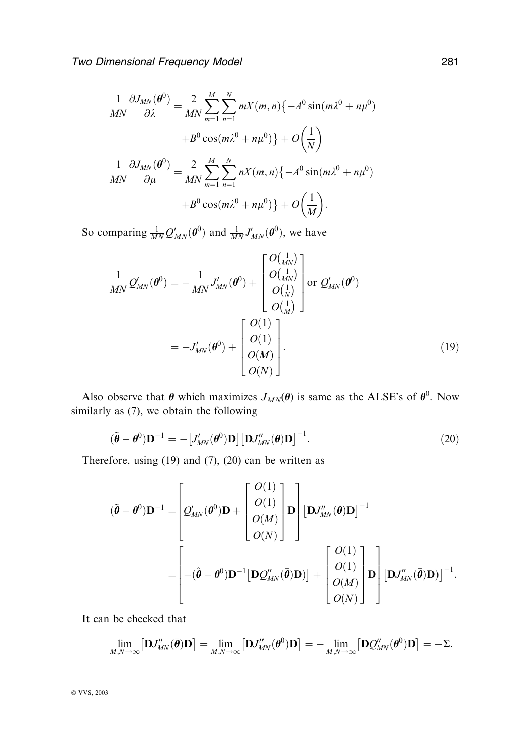$$\frac{1}{MN}\frac{\partial J_{MN}(\boldsymbol{\theta}^0)}{\partial \lambda} = \frac{2}{MN}\sum_{m=1}^{M}\sum_{n=1}^{N} mX(m,n)\left\{-A^0 \sin(m\lambda^0 + n\mu^0) + B^0 \cos(m\lambda^0 + n\mu^0)\right\} + O\left(\frac{1}{N}\right)$$

$$\frac{1}{MN}\frac{\partial J_{MN}(\boldsymbol{\theta}^0)}{\partial \mu} = \frac{2}{MN}\sum_{m=1}^{M}\sum_{n=1}^{N} nX(m,n)\left\{-A^0 \sin(m\lambda^0 + n\mu^0) + B^0 \cos(m\lambda^0 + n\mu^0)\right\} + O\left(\frac{1}{M}\right).$$

So comparing $\frac{1}{MN}Q'_{MN}(\boldsymbol{\theta}^0)$ and $\frac{1}{MN}J'_{MN}(\boldsymbol{\theta}^0)$, we have

$$\frac{1}{MN}Q'_{MN}(\boldsymbol{\theta}^0) = -\frac{1}{MN}J'_{MN}(\boldsymbol{\theta}^0) + \begin{bmatrix} O\left(\frac{1}{MN}\right) \\ O\left(\frac{1}{MN}\right) \\ O\left(\frac{1}{N}\right) \\ O\left(\frac{1}{M}\right) \end{bmatrix} \text{ or } Q'_{MN}(\boldsymbol{\theta}^0) = -J'_{MN}(\boldsymbol{\theta}^0) + \begin{bmatrix} O(1) \\ O(1) \\ O(M) \\ O(N) \end{bmatrix}. \tag{19}$$

Also observe that $\boldsymbol{\theta}$ which maximizes $J_{MN}(\boldsymbol{\theta})$ is same as the ALSE's of $\boldsymbol{\theta}^0$. Now similarly as (7), we obtain the following

$$(\tilde{\boldsymbol{\theta}} - \boldsymbol{\theta}^0)\mathbf{D}^{-1} = -\left[J'_{MN}(\boldsymbol{\theta}^0)\mathbf{D}\right]\left[\mathbf{D}J''_{MN}(\bar{\boldsymbol{\theta}})\mathbf{D}\right]^{-1}. \tag{20}$$

Therefore, using (19) and (7), (20) can be written as

$$(\tilde{\boldsymbol{\theta}} - \boldsymbol{\theta}^0)\mathbf{D}^{-1} = \left[Q'_{MN}(\boldsymbol{\theta}^0)\mathbf{D} + \begin{bmatrix} O(1) \\ O(1) \\ O(M) \\ O(N) \end{bmatrix}\mathbf{D}\right]\left[\mathbf{D}J''_{MN}(\bar{\boldsymbol{\theta}})\mathbf{D}\right]^{-1}$$

$$= \left[-(\hat{\boldsymbol{\theta}} - \boldsymbol{\theta}^0)\mathbf{D}^{-1}\left[\mathbf{D}Q''_{MN}(\bar{\boldsymbol{\theta}})\mathbf{D}\right] + \begin{bmatrix} O(1) \\ O(1) \\ O(M) \\ O(N) \end{bmatrix}\mathbf{D}\right]\left[\mathbf{D}J''_{MN}(\bar{\boldsymbol{\theta}})\mathbf{D}\right]^{-1}.$$

It can be checked that

$$\lim_{M,N\to\infty}\left[\mathbf{D}J''_{MN}(\bar{\boldsymbol{\theta}})\mathbf{D}\right] = \lim_{M,N\to\infty}\left[\mathbf{D}J''_{MN}(\boldsymbol{\theta}^0)\mathbf{D}\right] = -\lim_{M,N\to\infty}\left[\mathbf{D}Q''_{MN}(\boldsymbol{\theta}^0)\mathbf{D}\right] = -\boldsymbol{\Sigma}.$$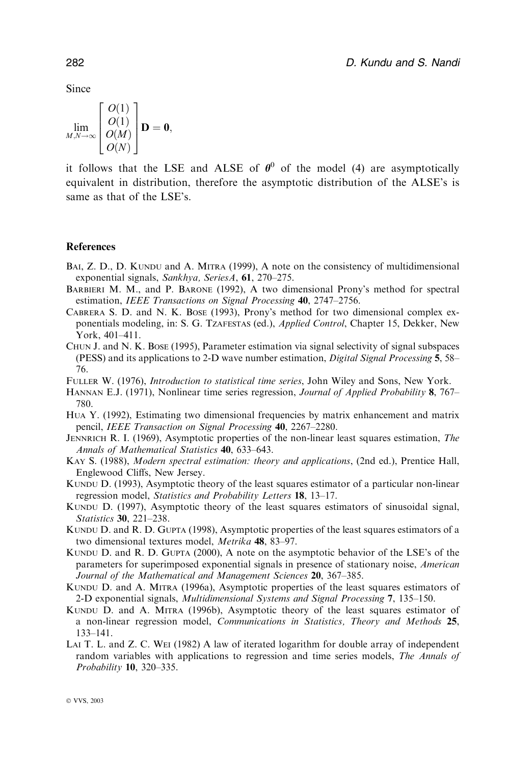Since

$$\lim_{M,N\to\infty} \begin{bmatrix} O(1) \\ O(1) \\ O(M) \\ O(N) \end{bmatrix} \mathbf{D} = \mathbf{0},$$

it follows that the LSE and ALSE of $\boldsymbol{\theta}^0$ of the model (4) are asymptotically equivalent in distribution, therefore the asymptotic distribution of the ALSE's is same as that of the LSE's.

## References

BAI, Z. D., D. KUNDU and A. MITRA (1999), A note on the consistency of multidimensional exponential signals, *Sankhya, SeriesA*, **61**, 270–275.

BARBIERI M. M., and P. BARONE (1992), A two dimensional Prony's method for spectral estimation, *IEEE Transactions on Signal Processing* **40**, 2747–2756.

CABRERA S. D. and N. K. BOSE (1993), Prony's method for two dimensional complex exponentials modeling, in: S. G. TZAFESTAS (ed.), *Applied Control*, Chapter 15, Dekker, New York, 401–411.

CHUN J. and N. K. BOSE (1995), Parameter estimation via signal selectivity of signal subspaces (PESS) and its applications to 2-D wave number estimation, *Digital Signal Processing* **5**, 58–76.

FULLER W. (1976), *Introduction to statistical time series*, John Wiley and Sons, New York.

HANNAN E.J. (1971), Nonlinear time series regression, *Journal of Applied Probability* **8**, 767–780.

HUA Y. (1992), Estimating two dimensional frequencies by matrix enhancement and matrix pencil, *IEEE Transaction on Signal Processing* **40**, 2267–2280.

JENNRICH R. I. (1969), Asymptotic properties of the non-linear least squares estimation, *The Annals of Mathematical Statistics* **40**, 633–643.

KAY S. (1988), *Modern spectral estimation: theory and applications*, (2nd ed.), Prentice Hall, Englewood Cliffs, New Jersey.

KUNDU D. (1993), Asymptotic theory of the least squares estimator of a particular non-linear regression model, *Statistics and Probability Letters* **18**, 13–17.

KUNDU D. (1997), Asymptotic theory of the least squares estimators of sinusoidal signal, *Statistics* **30**, 221–238.

KUNDU D. and R. D. GUPTA (1998), Asymptotic properties of the least squares estimators of a two dimensional textures model, *Metrika* **48**, 83–97.

KUNDU D. and R. D. GUPTA (2000), A note on the asymptotic behavior of the LSE's of the parameters for superimposed exponential signals in presence of stationary noise, *American Journal of the Mathematical and Management Sciences* **20**, 367–385.

KUNDU D. and A. MITRA (1996a), Asymptotic properties of the least squares estimators of 2-D exponential signals, *Multidimensional Systems and Signal Processing* **7**, 135–150.

KUNDU D. and A. MITRA (1996b), Asymptotic theory of the least squares estimator of a non-linear regression model, *Communications in Statistics, Theory and Methods* **25**, 133–141.

LAI T. L. and Z. C. WEI (1982) A law of iterated logarithm for double array of independent random variables with applications to regression and time series models, *The Annals of Probability* **10**, 320–335.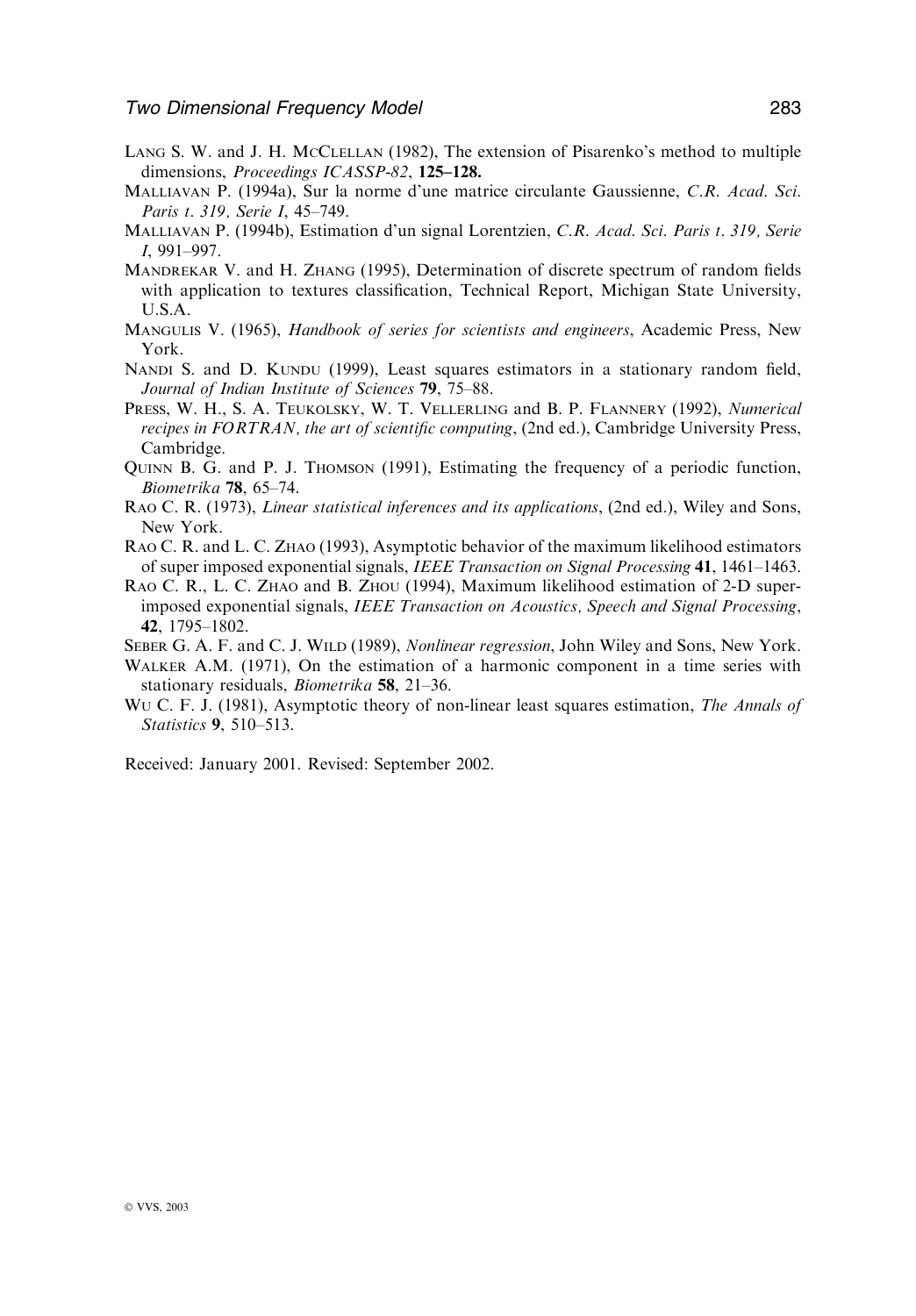Lang S. W. and J. H. McClellan (1982), The extension of Pisarenko's method to multiple dimensions, *Proceedings ICASSP-82*, **125–128.**

Malliavan P. (1994a), Sur la norme d'une matrice circulante Gaussienne, *C.R. Acad. Sci. Paris t. 319, Serie I*, 45–749.

Malliavan P. (1994b), Estimation d'un signal Lorentzien, *C.R. Acad. Sci. Paris t. 319, Serie I*, 991–997.

Mandrekar V. and H. Zhang (1995), Determination of discrete spectrum of random fields with application to textures classification, Technical Report, Michigan State University, U.S.A.

Mangulis V. (1965), *Handbook of series for scientists and engineers*, Academic Press, New York.

Nandi S. and D. Kundu (1999), Least squares estimators in a stationary random field, *Journal of Indian Institute of Sciences* **79**, 75–88.

Press, W. H., S. A. Teukolsky, W. T. Vellerling and B. P. Flannery (1992), *Numerical recipes in FORTRAN, the art of scientific computing*, (2nd ed.), Cambridge University Press, Cambridge.

Quinn B. G. and P. J. Thomson (1991), Estimating the frequency of a periodic function, *Biometrika* **78**, 65–74.

Rao C. R. (1973), *Linear statistical inferences and its applications*, (2nd ed.), Wiley and Sons, New York.

Rao C. R. and L. C. Zhao (1993), Asymptotic behavior of the maximum likelihood estimators of super imposed exponential signals, *IEEE Transaction on Signal Processing* **41**, 1461–1463.

Rao C. R., L. C. Zhao and B. Zhou (1994), Maximum likelihood estimation of 2-D superimposed exponential signals, *IEEE Transaction on Acoustics, Speech and Signal Processing*, **42**, 1795–1802.

Seber G. A. F. and C. J. Wild (1989), *Nonlinear regression*, John Wiley and Sons, New York.

Walker A.M. (1971), On the estimation of a harmonic component in a time series with stationary residuals, *Biometrika* **58**, 21–36.

Wu C. F. J. (1981), Asymptotic theory of non-linear least squares estimation, *The Annals of Statistics* **9**, 510–513.

Received: January 2001. Revised: September 2002.